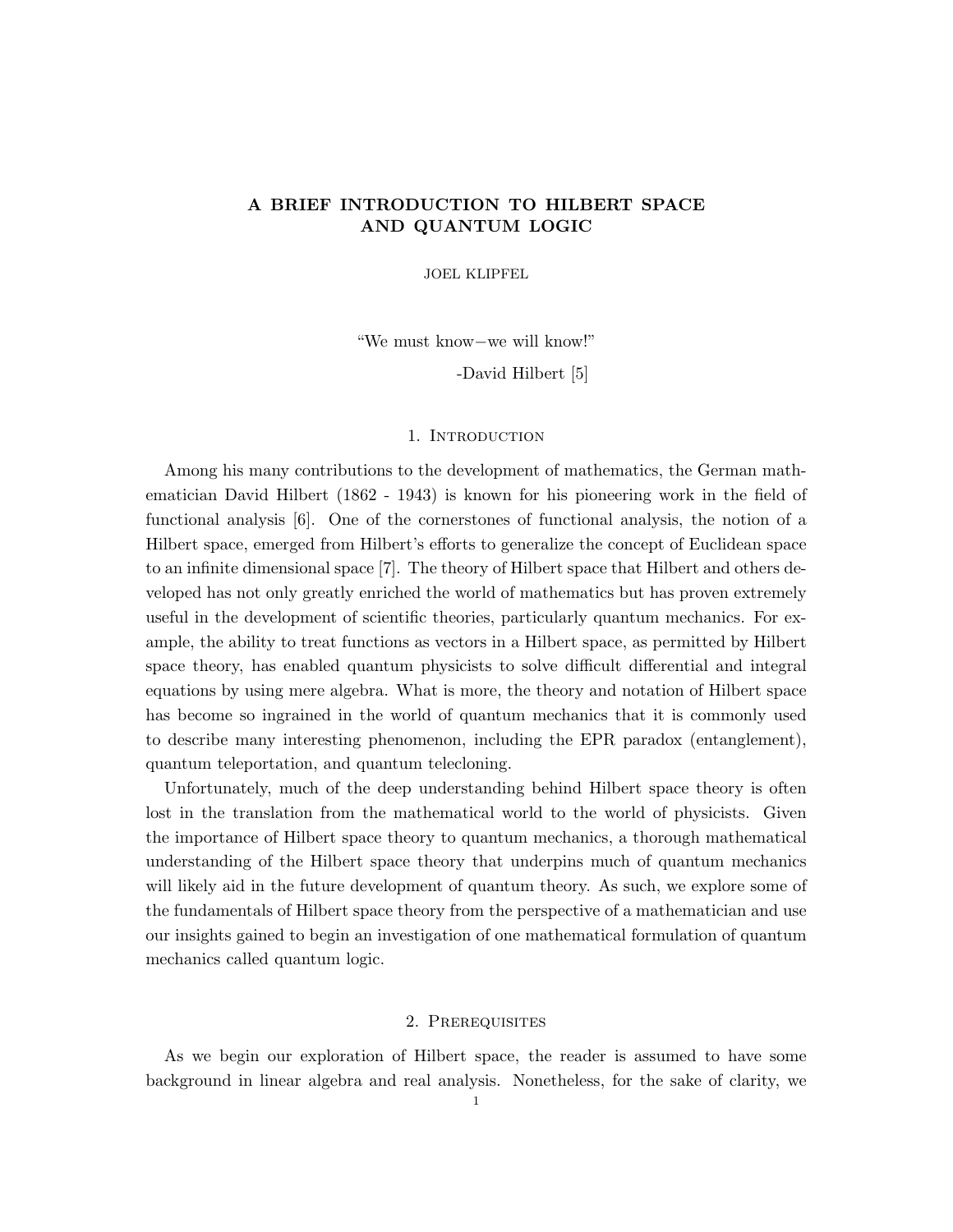# A BRIEF INTRODUCTION TO HILBERT SPACE AND QUANTUM LOGIC

JOEL KLIPFEL

> "We must know−we will know!"
>
> -David Hilbert [5]

## 1. Introduction

Among his many contributions to the development of mathematics, the German mathematician David Hilbert (1862 - 1943) is known for his pioneering work in the field of functional analysis [6]. One of the cornerstones of functional analysis, the notion of a Hilbert space, emerged from Hilbert's efforts to generalize the concept of Euclidean space to an infinite dimensional space [7]. The theory of Hilbert space that Hilbert and others developed has not only greatly enriched the world of mathematics but has proven extremely useful in the development of scientific theories, particularly quantum mechanics. For example, the ability to treat functions as vectors in a Hilbert space, as permitted by Hilbert space theory, has enabled quantum physicists to solve difficult differential and integral equations by using mere algebra. What is more, the theory and notation of Hilbert space has become so ingrained in the world of quantum mechanics that it is commonly used to describe many interesting phenomenon, including the EPR paradox (entanglement), quantum teleportation, and quantum telecloning.

Unfortunately, much of the deep understanding behind Hilbert space theory is often lost in the translation from the mathematical world to the world of physicists. Given the importance of Hilbert space theory to quantum mechanics, a thorough mathematical understanding of the Hilbert space theory that underpins much of quantum mechanics will likely aid in the future development of quantum theory. As such, we explore some of the fundamentals of Hilbert space theory from the perspective of a mathematician and use our insights gained to begin an investigation of one mathematical formulation of quantum mechanics called quantum logic.

## 2. Prerequisites

As we begin our exploration of Hilbert space, the reader is assumed to have some background in linear algebra and real analysis. Nonetheless, for the sake of clarity, we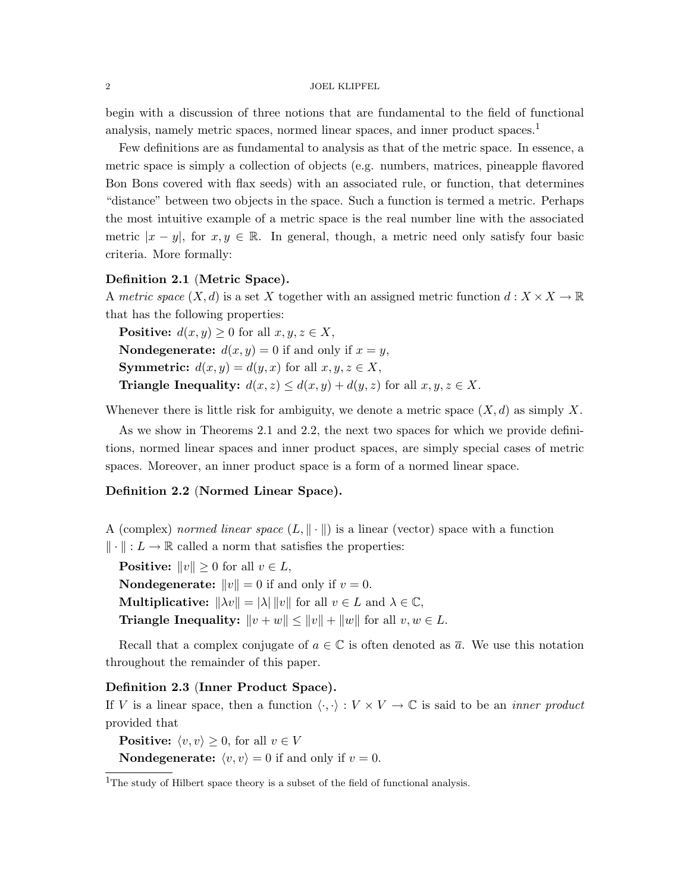begin with a discussion of three notions that are fundamental to the field of functional analysis, namely metric spaces, normed linear spaces, and inner product spaces.[1]

Few definitions are as fundamental to analysis as that of the metric space. In essence, a metric space is simply a collection of objects (e.g. numbers, matrices, pineapple flavored Bon Bons covered with flax seeds) with an associated rule, or function, that determines "distance" between two objects in the space. Such a function is termed a metric. Perhaps the most intuitive example of a metric space is the real number line with the associated metric $|x - y|$, for $x, y \in \mathbb{R}$. In general, though, a metric need only satisfy four basic criteria. More formally:

**Definition 2.1 (Metric Space).**
A *metric space* $(X, d)$ is a set $X$ together with an assigned metric function $d : X \times X \to \mathbb{R}$ that has the following properties:

**Positive:** $d(x, y) \geq 0$ for all $x, y, z \in X$,
**Nondegenerate:** $d(x, y) = 0$ if and only if $x = y$,
**Symmetric:** $d(x, y) = d(y, x)$ for all $x, y, z \in X$,
**Triangle Inequality:** $d(x, z) \leq d(x, y) + d(y, z)$ for all $x, y, z \in X$.

Whenever there is little risk for ambiguity, we denote a metric space $(X, d)$ as simply $X$.

As we show in Theorems 2.1 and 2.2, the next two spaces for which we provide definitions, normed linear spaces and inner product spaces, are simply special cases of metric spaces. Moreover, an inner product space is a form of a normed linear space.

**Definition 2.2 (Normed Linear Space).**

A (complex) *normed linear space* $(L, \|\cdot\|)$ is a linear (vector) space with a function $\|\cdot\| : L \to \mathbb{R}$ called a norm that satisfies the properties:

**Positive:** $\|v\| \geq 0$ for all $v \in L$,
**Nondegenerate:** $\|v\| = 0$ if and only if $v = 0$.
**Multiplicative:** $\|\lambda v\| = |\lambda| \, \|v\|$ for all $v \in L$ and $\lambda \in \mathbb{C}$,
**Triangle Inequality:** $\|v + w\| \leq \|v\| + \|w\|$ for all $v, w \in L$.

Recall that a complex conjugate of $a \in \mathbb{C}$ is often denoted as $\overline{a}$. We use this notation throughout the remainder of this paper.

**Definition 2.3 (Inner Product Space).**
If $V$ is a linear space, then a function $\langle \cdot, \cdot \rangle : V \times V \to \mathbb{C}$ is said to be an *inner product* provided that

**Positive:** $\langle v, v \rangle \geq 0$, for all $v \in V$
**Nondegenerate:** $\langle v, v \rangle = 0$ if and only if $v = 0$.

[1] The study of Hilbert space theory is a subset of the field of functional analysis.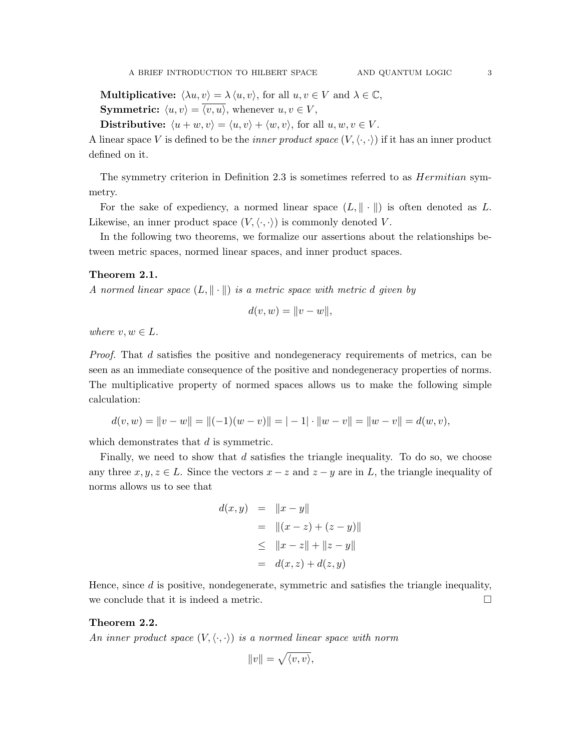**Multiplicative:** $\langle \lambda u, v\rangle = \lambda \langle u, v\rangle$, for all $u, v \in V$ and $\lambda \in \mathbb{C}$,
**Symmetric:** $\langle u, v\rangle = \overline{\langle v, u\rangle}$, whenever $u, v \in V$,
**Distributive:** $\langle u + w, v\rangle = \langle u, v\rangle + \langle w, v\rangle$, for all $u, w, v \in V$.

A linear space $V$ is defined to be the *inner product space* $(V, \langle \cdot, \cdot\rangle)$ if it has an inner product defined on it.

The symmetry criterion in Definition 2.3 is sometimes referred to as *Hermitian* symmetry.

For the sake of expediency, a normed linear space $(L, \| \cdot \|)$ is often denoted as $L$. Likewise, an inner product space $(V, \langle \cdot, \cdot\rangle)$ is commonly denoted $V$.

In the following two theorems, we formalize our assertions about the relationships between metric spaces, normed linear spaces, and inner product spaces.

**Theorem 2.1.**
*A normed linear space $(L, \| \cdot \|)$ is a metric space with metric $d$ given by*

$$d(v, w) = \|v - w\|,$$

*where $v, w \in L$.*

*Proof.* That $d$ satisfies the positive and nondegeneracy requirements of metrics, can be seen as an immediate consequence of the positive and nondegeneracy properties of norms. The multiplicative property of normed spaces allows us to make the following simple calculation:

$$d(v, w) = \|v - w\| = \|(-1)(w - v)\| = |-1| \cdot \|w - v\| = \|w - v\| = d(w, v),$$

which demonstrates that $d$ is symmetric.

Finally, we need to show that $d$ satisfies the triangle inequality. To do so, we choose any three $x, y, z \in L$. Since the vectors $x - z$ and $z - y$ are in $L$, the triangle inequality of norms allows us to see that

$$\begin{aligned} d(x, y) &= \|x - y\| \\ &= \|(x - z) + (z - y)\| \\ &\leq \|x - z\| + \|z - y\| \\ &= d(x, z) + d(z, y) \end{aligned}$$

Hence, since $d$ is positive, nondegenerate, symmetric and satisfies the triangle inequality, we conclude that it is indeed a metric. $\square$

**Theorem 2.2.**
*An inner product space $(V, \langle \cdot, \cdot\rangle)$ is a normed linear space with norm*

$$\|v\| = \sqrt{\langle v, v\rangle},$$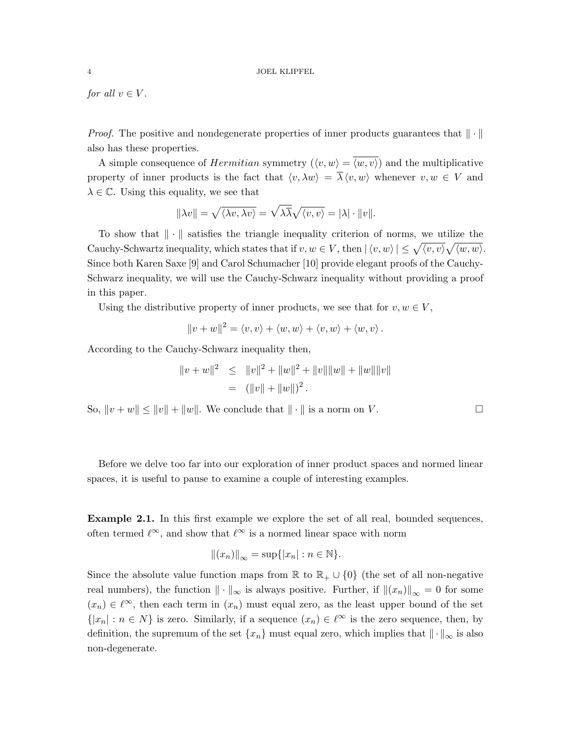*for all $v \in V$.*

*Proof.* The positive and nondegenerate properties of inner products guarantees that $\|\cdot\|$ also has these properties.

A simple consequence of *Hermitian* symmetry ($\langle v, w\rangle = \overline{\langle w, v\rangle}$) and the multiplicative property of inner products is the fact that $\langle v, \lambda w\rangle = \overline{\lambda}\langle v, w\rangle$ whenever $v, w \in V$ and $\lambda \in \mathbb{C}$. Using this equality, we see that

$$\|\lambda v\| = \sqrt{\langle \lambda v, \lambda v\rangle} = \sqrt{\lambda\overline{\lambda}}\sqrt{\langle v, v\rangle} = |\lambda| \cdot \|v\|.$$

To show that $\|\cdot\|$ satisfies the triangle inequality criterion of norms, we utilize the Cauchy-Schwartz inequality, which states that if $v, w \in V$, then $|\langle v, w\rangle| \leq \sqrt{\langle v, v\rangle}\sqrt{\langle w, w\rangle}$. Since both Karen Saxe [9] and Carol Schumacher [10] provide elegant proofs of the Cauchy-Schwarz inequality, we will use the Cauchy-Schwarz inequality without providing a proof in this paper.

Using the distributive property of inner products, we see that for $v, w \in V$,

$$\|v + w\|^2 = \langle v, v\rangle + \langle w, w\rangle + \langle v, w\rangle + \langle w, v\rangle .$$

According to the Cauchy-Schwarz inequality then,

$$\begin{aligned} \|v + w\|^2 &\leq \|v\|^2 + \|w\|^2 + \|v\|\|w\| + \|w\|\|v\| \\ &= (\|v\| + \|w\|)^2 . \end{aligned}$$

So, $\|v + w\| \leq \|v\| + \|w\|$. We conclude that $\|\cdot\|$ is a norm on $V$. $\square$

Before we delve too far into our exploration of inner product spaces and normed linear spaces, it is useful to pause to examine a couple of interesting examples.

**Example 2.1.** In this first example we explore the set of all real, bounded sequences, often termed $\ell^\infty$, and show that $\ell^\infty$ is a normed linear space with norm

$$\|(x_n)\|_\infty = \sup\{|x_n| : n \in \mathbb{N}\}.$$

Since the absolute value function maps from $\mathbb{R}$ to $\mathbb{R}_+ \cup \{0\}$ (the set of all non-negative real numbers), the function $\|\cdot\|_\infty$ is always positive. Further, if $\|(x_n)\|_\infty = 0$ for some $(x_n) \in \ell^\infty$, then each term in $(x_n)$ must equal zero, as the least upper bound of the set $\{|x_n| : n \in N\}$ is zero. Similarly, if a sequence $(x_n) \in \ell^\infty$ is the zero sequence, then, by definition, the supremum of the set $\{x_n\}$ must equal zero, which implies that $\|\cdot\|_\infty$ is also non-degenerate.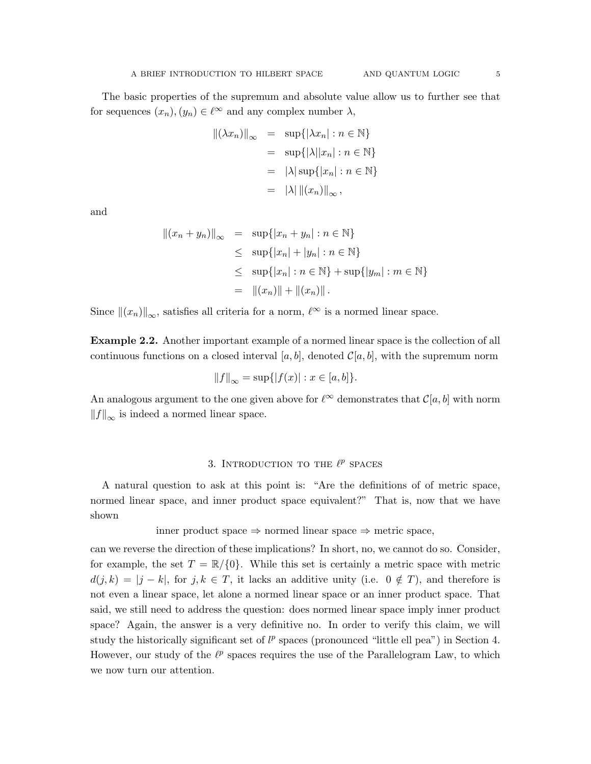The basic properties of the supremum and absolute value allow us to further see that for sequences $(x_n), (y_n) \in \ell^\infty$ and any complex number $\lambda$,

$$\begin{aligned}
\|(\lambda x_n)\|_\infty &= \sup\{|\lambda x_n| : n \in \mathbb{N}\} \\
&= \sup\{|\lambda||x_n| : n \in \mathbb{N}\} \\
&= |\lambda| \sup\{|x_n| : n \in \mathbb{N}\} \\
&= |\lambda| \, \|(x_n)\|_\infty ,
\end{aligned}$$

and

$$\begin{aligned}
\|(x_n + y_n)\|_\infty &= \sup\{|x_n + y_n| : n \in \mathbb{N}\} \\
&\leq \sup\{|x_n| + |y_n| : n \in \mathbb{N}\} \\
&\leq \sup\{|x_n| : n \in \mathbb{N}\} + \sup\{|y_m| : m \in \mathbb{N}\} \\
&= \|(x_n)\| + \|(x_n)\| .
\end{aligned}$$

Since $\|(x_n)\|_\infty$, satisfies all criteria for a norm, $\ell^\infty$ is a normed linear space.

**Example 2.2.** Another important example of a normed linear space is the collection of all continuous functions on a closed interval $[a, b]$, denoted $\mathcal{C}[a, b]$, with the supremum norm

$$\|f\|_\infty = \sup\{|f(x)| : x \in [a, b]\}.$$

An analogous argument to the one given above for $\ell^\infty$ demonstrates that $\mathcal{C}[a, b]$ with norm $\|f\|_\infty$ is indeed a normed linear space.

## 3. Introduction to the $\ell^p$ spaces

A natural question to ask at this point is: "Are the definitions of of metric space, normed linear space, and inner product space equivalent?" That is, now that we have shown

inner product space $\Rightarrow$ normed linear space $\Rightarrow$ metric space,

can we reverse the direction of these implications? In short, no, we cannot do so. Consider, for example, the set $T = \mathbb{R}/\{0\}$. While this set is certainly a metric space with metric $d(j, k) = |j - k|$, for $j, k \in T$, it lacks an additive unity (i.e. $0 \notin T$), and therefore is not even a linear space, let alone a normed linear space or an inner product space. That said, we still need to address the question: does normed linear space imply inner product space? Again, the answer is a very definitive no. In order to verify this claim, we will study the historically significant set of $l^p$ spaces (pronounced "little ell pea") in Section 4. However, our study of the $\ell^p$ spaces requires the use of the Parallelogram Law, to which we now turn our attention.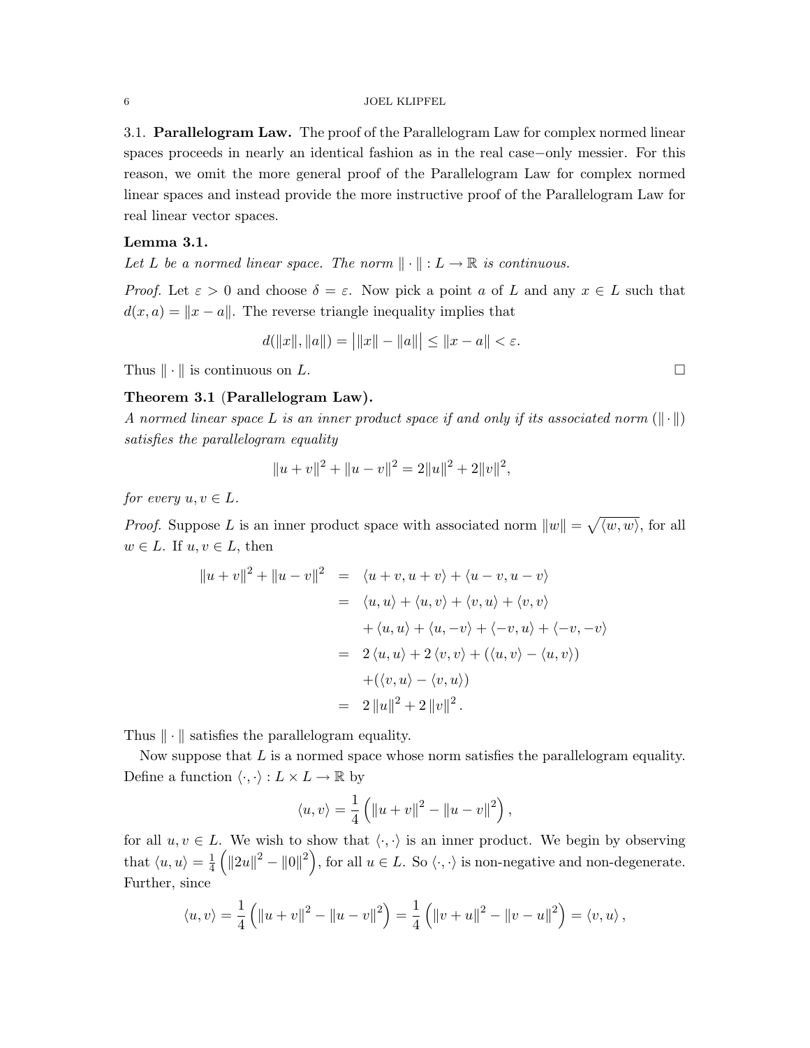### 3.1. Parallelogram Law.

The proof of the Parallelogram Law for complex normed linear spaces proceeds in nearly an identical fashion as in the real case−only messier. For this reason, we omit the more general proof of the Parallelogram Law for complex normed linear spaces and instead provide the more instructive proof of the Parallelogram Law for real linear vector spaces.

**Lemma 3.1.**
*Let $L$ be a normed linear space. The norm $\|\cdot\| : L \to \mathbb{R}$ is continuous.*

*Proof.* Let $\varepsilon > 0$ and choose $\delta = \varepsilon$. Now pick a point $a$ of $L$ and any $x \in L$ such that $d(x, a) = \|x - a\|$. The reverse triangle inequality implies that

$$d(\|x\|, \|a\|) = \big|\|x\| - \|a\|\big| \le \|x - a\| < \varepsilon.$$

Thus $\|\cdot\|$ is continuous on $L$. □

**Theorem 3.1 (Parallelogram Law).**
*A normed linear space $L$ is an inner product space if and only if its associated norm ($\|\cdot\|$) satisfies the parallelogram equality*

$$\|u + v\|^2 + \|u - v\|^2 = 2\|u\|^2 + 2\|v\|^2,$$

*for every $u, v \in L$.*

*Proof.* Suppose $L$ is an inner product space with associated norm $\|w\| = \sqrt{\langle w, w\rangle}$, for all $w \in L$. If $u, v \in L$, then

$$\begin{aligned}
\|u + v\|^2 + \|u - v\|^2 &= \langle u + v, u + v\rangle + \langle u - v, u - v\rangle \\
&= \langle u, u\rangle + \langle u, v\rangle + \langle v, u\rangle + \langle v, v\rangle \\
&\quad + \langle u, u\rangle + \langle u, -v\rangle + \langle -v, u\rangle + \langle -v, -v\rangle \\
&= 2\langle u, u\rangle + 2\langle v, v\rangle + (\langle u, v\rangle - \langle u, v\rangle) \\
&\quad + (\langle v, u\rangle - \langle v, u\rangle) \\
&= 2\|u\|^2 + 2\|v\|^2.
\end{aligned}$$

Thus $\|\cdot\|$ satisfies the parallelogram equality.

Now suppose that $L$ is a normed space whose norm satisfies the parallelogram equality. Define a function $\langle \cdot, \cdot\rangle : L \times L \to \mathbb{R}$ by

$$\langle u, v\rangle = \frac{1}{4}\left(\|u + v\|^2 - \|u - v\|^2\right),$$

for all $u, v \in L$. We wish to show that $\langle \cdot, \cdot\rangle$ is an inner product. We begin by observing that $\langle u, u\rangle = \frac{1}{4}\left(\|2u\|^2 - \|0\|^2\right)$, for all $u \in L$. So $\langle \cdot, \cdot\rangle$ is non-negative and non-degenerate. Further, since

$$\langle u, v\rangle = \frac{1}{4}\left(\|u + v\|^2 - \|u - v\|^2\right) = \frac{1}{4}\left(\|v + u\|^2 - \|v - u\|^2\right) = \langle v, u\rangle,$$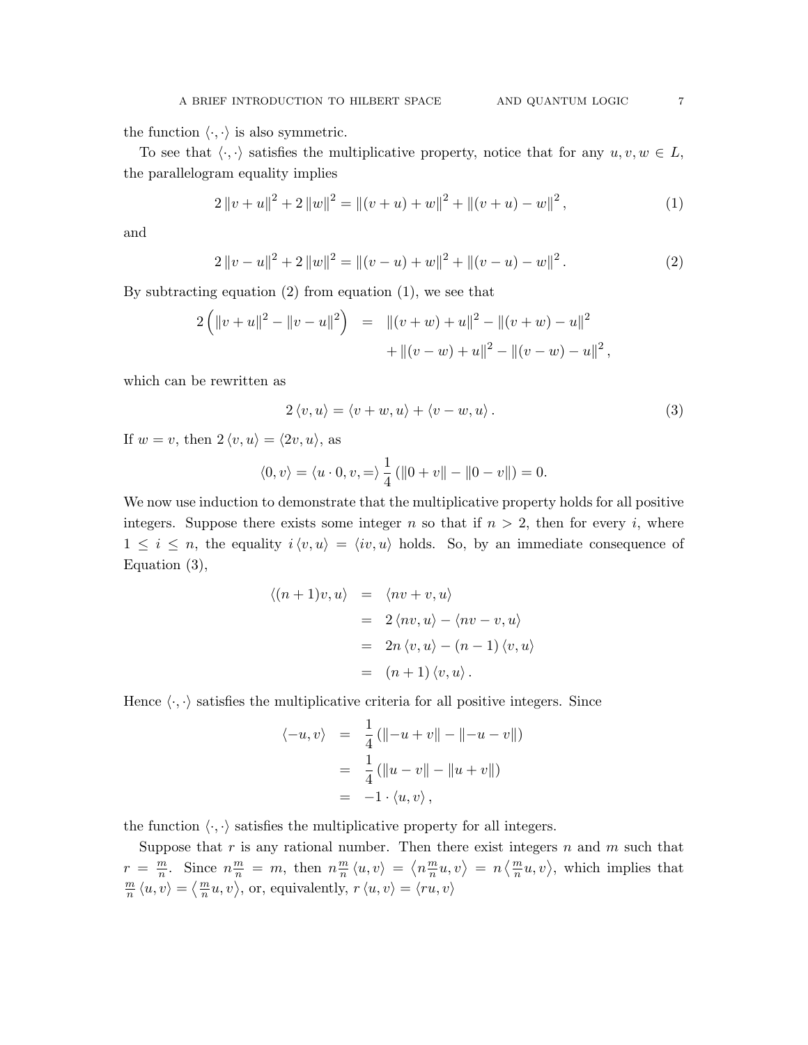the function $\langle \cdot, \cdot \rangle$ is also symmetric.

To see that $\langle \cdot, \cdot \rangle$ satisfies the multiplicative property, notice that for any $u, v, w \in L$, the parallelogram equality implies

$$2 \|v + u\|^2 + 2 \|w\|^2 = \|(v + u) + w\|^2 + \|(v + u) - w\|^2, \tag{1}$$

and

$$2 \|v - u\|^2 + 2 \|w\|^2 = \|(v - u) + w\|^2 + \|(v - u) - w\|^2. \tag{2}$$

By subtracting equation (2) from equation (1), we see that

$$\begin{aligned} 2\left( \|v + u\|^2 - \|v - u\|^2 \right) &= \|(v + w) + u\|^2 - \|(v + w) - u\|^2 \\ &\quad + \|(v - w) + u\|^2 - \|(v - w) - u\|^2, \end{aligned}$$

which can be rewritten as

$$2 \langle v, u \rangle = \langle v + w, u \rangle + \langle v - w, u \rangle. \tag{3}$$

If $w = v$, then $2 \langle v, u \rangle = \langle 2v, u \rangle$, as

$$\langle 0, v \rangle = \langle u \cdot 0, v, = \rangle \frac{1}{4} \left( \|0 + v\| - \|0 - v\| \right) = 0.$$

We now use induction to demonstrate that the multiplicative property holds for all positive integers. Suppose there exists some integer $n$ so that if $n > 2$, then for every $i$, where $1 \leq i \leq n$, the equality $i \langle v, u \rangle = \langle iv, u \rangle$ holds. So, by an immediate consequence of Equation (3),

$$\begin{aligned} \langle (n + 1)v, u \rangle &= \langle nv + v, u \rangle \\ &= 2 \langle nv, u \rangle - \langle nv - v, u \rangle \\ &= 2n \langle v, u \rangle - (n - 1) \langle v, u \rangle \\ &= (n + 1) \langle v, u \rangle. \end{aligned}$$

Hence $\langle \cdot, \cdot \rangle$ satisfies the multiplicative criteria for all positive integers. Since

$$\begin{aligned} \langle -u, v \rangle &= \frac{1}{4} \left( \|-u + v\| - \|-u - v\| \right) \\ &= \frac{1}{4} \left( \|u - v\| - \|u + v\| \right) \\ &= -1 \cdot \langle u, v \rangle, \end{aligned}$$

the function $\langle \cdot, \cdot \rangle$ satisfies the multiplicative property for all integers.

Suppose that $r$ is any rational number. Then there exist integers $n$ and $m$ such that $r = \frac{m}{n}$. Since $n \frac{m}{n} = m$, then $n \frac{m}{n} \langle u, v \rangle = \left\langle n \frac{m}{n} u, v \right\rangle = n \left\langle \frac{m}{n} u, v \right\rangle$, which implies that $\frac{m}{n} \langle u, v \rangle = \left\langle \frac{m}{n} u, v \right\rangle$, or, equivalently, $r \langle u, v \rangle = \langle ru, v \rangle$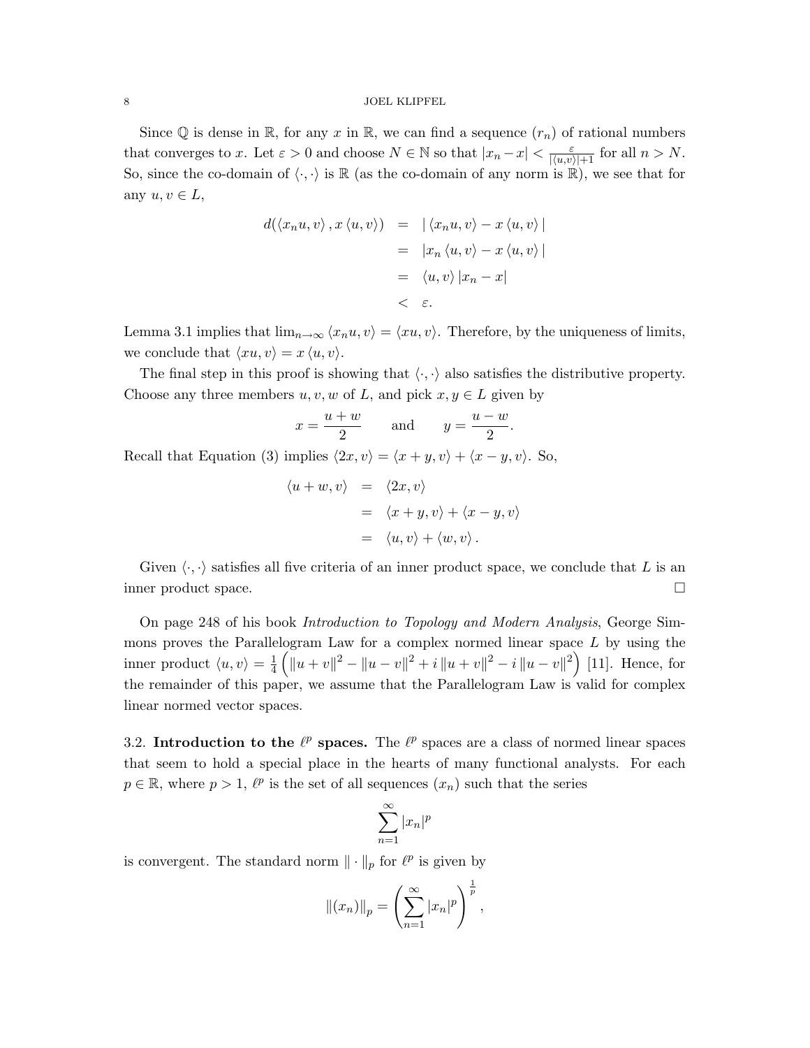Since $\mathbb{Q}$ is dense in $\mathbb{R}$, for any $x$ in $\mathbb{R}$, we can find a sequence $(r_n)$ of rational numbers that converges to $x$. Let $\varepsilon > 0$ and choose $N \in \mathbb{N}$ so that $|x_n - x| < \frac{\varepsilon}{|\langle u,v \rangle|+1}$ for all $n > N$. So, since the co-domain of $\langle \cdot, \cdot \rangle$ is $\mathbb{R}$ (as the co-domain of any norm is $\mathbb{R}$), we see that for any $u, v \in L$,

$$
\begin{aligned}
d(\langle x_n u, v\rangle, x\langle u, v\rangle) &= |\langle x_n u, v\rangle - x\langle u, v\rangle| \\
&= |x_n \langle u, v\rangle - x\langle u, v\rangle| \\
&= \langle u, v\rangle |x_n - x| \\
&< \varepsilon.
\end{aligned}
$$

Lemma 3.1 implies that $\lim_{n\to\infty} \langle x_n u, v\rangle = \langle xu, v\rangle$. Therefore, by the uniqueness of limits, we conclude that $\langle xu, v\rangle = x\langle u, v\rangle$.

The final step in this proof is showing that $\langle \cdot, \cdot \rangle$ also satisfies the distributive property. Choose any three members $u, v, w$ of $L$, and pick $x, y \in L$ given by

$$
x = \frac{u+w}{2} \qquad \text{and} \qquad y = \frac{u-w}{2}.
$$

Recall that Equation (3) implies $\langle 2x, v\rangle = \langle x+y, v\rangle + \langle x-y, v\rangle$. So,

$$
\begin{aligned}
\langle u+w, v\rangle &= \langle 2x, v\rangle \\
&= \langle x+y, v\rangle + \langle x-y, v\rangle \\
&= \langle u, v\rangle + \langle w, v\rangle.
\end{aligned}
$$

Given $\langle \cdot, \cdot \rangle$ satisfies all five criteria of an inner product space, we conclude that $L$ is an inner product space. $\square$

On page 248 of his book *Introduction to Topology and Modern Analysis*, George Simmons proves the Parallelogram Law for a complex normed linear space $L$ by using the inner product $\langle u, v\rangle = \frac{1}{4}\left(\|u+v\|^2 - \|u-v\|^2 + i\,\|u+v\|^2 - i\,\|u-v\|^2\right)$ [11]. Hence, for the remainder of this paper, we assume that the Parallelogram Law is valid for complex linear normed vector spaces.

### 3.2. Introduction to the $\ell^p$ spaces.

The $\ell^p$ spaces are a class of normed linear spaces that seem to hold a special place in the hearts of many functional analysts. For each $p \in \mathbb{R}$, where $p > 1$, $\ell^p$ is the set of all sequences $(x_n)$ such that the series

$$
\sum_{n=1}^{\infty} |x_n|^p
$$

is convergent. The standard norm $\|\cdot\|_p$ for $\ell^p$ is given by

$$
\|(x_n)\|_p = \left(\sum_{n=1}^{\infty} |x_n|^p\right)^{\frac{1}{p}},
$$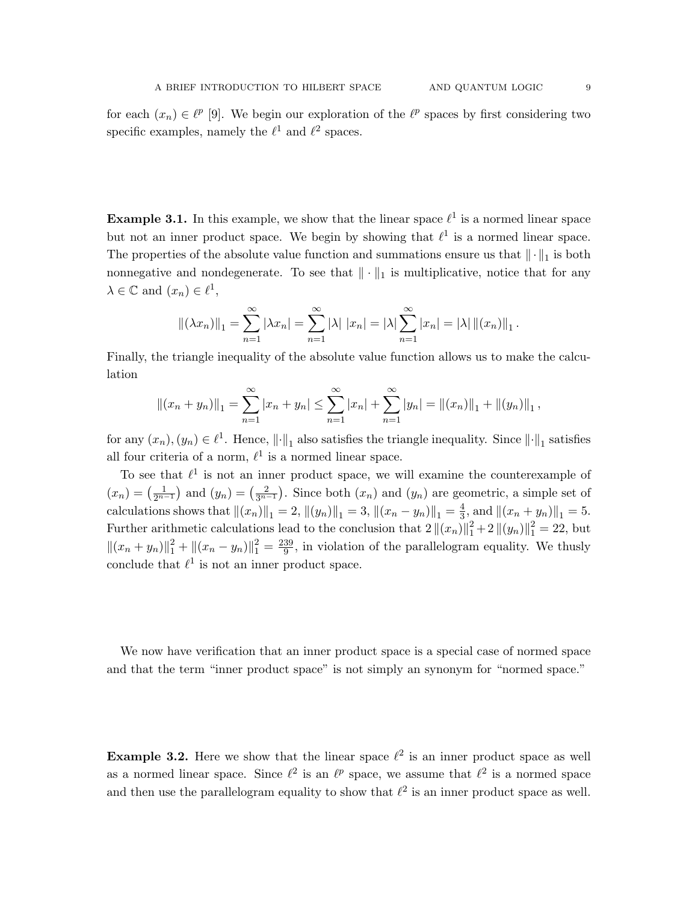for each $(x_n) \in \ell^p$ [9]. We begin our exploration of the $\ell^p$ spaces by first considering two specific examples, namely the $\ell^1$ and $\ell^2$ spaces.

**Example 3.1.** In this example, we show that the linear space $\ell^1$ is a normed linear space but not an inner product space. We begin by showing that $\ell^1$ is a normed linear space. The properties of the absolute value function and summations ensure us that $\|\cdot\|_1$ is both nonnegative and nondegenerate. To see that $\|\cdot\|_1$ is multiplicative, notice that for any $\lambda \in \mathbb{C}$ and $(x_n) \in \ell^1$,

$$\|(\lambda x_n)\|_1 = \sum_{n=1}^{\infty} |\lambda x_n| = \sum_{n=1}^{\infty} |\lambda|\ |x_n| = |\lambda| \sum_{n=1}^{\infty} |x_n| = |\lambda|\, \|(x_n)\|_1 .$$

Finally, the triangle inequality of the absolute value function allows us to make the calculation

$$\|(x_n + y_n)\|_1 = \sum_{n=1}^{\infty} |x_n + y_n| \leq \sum_{n=1}^{\infty} |x_n| + \sum_{n=1}^{\infty} |y_n| = \|(x_n)\|_1 + \|(y_n)\|_1 ,$$

for any $(x_n), (y_n) \in \ell^1$. Hence, $\|\cdot\|_1$ also satisfies the triangle inequality. Since $\|\cdot\|_1$ satisfies all four criteria of a norm, $\ell^1$ is a normed linear space.

To see that $\ell^1$ is not an inner product space, we will examine the counterexample of $(x_n) = \left(\frac{1}{2^{n-1}}\right)$ and $(y_n) = \left(\frac{2}{3^{n-1}}\right)$. Since both $(x_n)$ and $(y_n)$ are geometric, a simple set of calculations shows that $\|(x_n)\|_1 = 2$, $\|(y_n)\|_1 = 3$, $\|(x_n - y_n)\|_1 = \frac{4}{3}$, and $\|(x_n + y_n)\|_1 = 5$. Further arithmetic calculations lead to the conclusion that $2\|(x_n)\|_1^2 + 2\|(y_n)\|_1^2 = 22$, but $\|(x_n + y_n)\|_1^2 + \|(x_n - y_n)\|_1^2 = \frac{239}{9}$, in violation of the parallelogram equality. We thusly conclude that $\ell^1$ is not an inner product space.

We now have verification that an inner product space is a special case of normed space and that the term "inner product space" is not simply an synonym for "normed space."

**Example 3.2.** Here we show that the linear space $\ell^2$ is an inner product space as well as a normed linear space. Since $\ell^2$ is an $\ell^p$ space, we assume that $\ell^2$ is a normed space and then use the parallelogram equality to show that $\ell^2$ is an inner product space as well.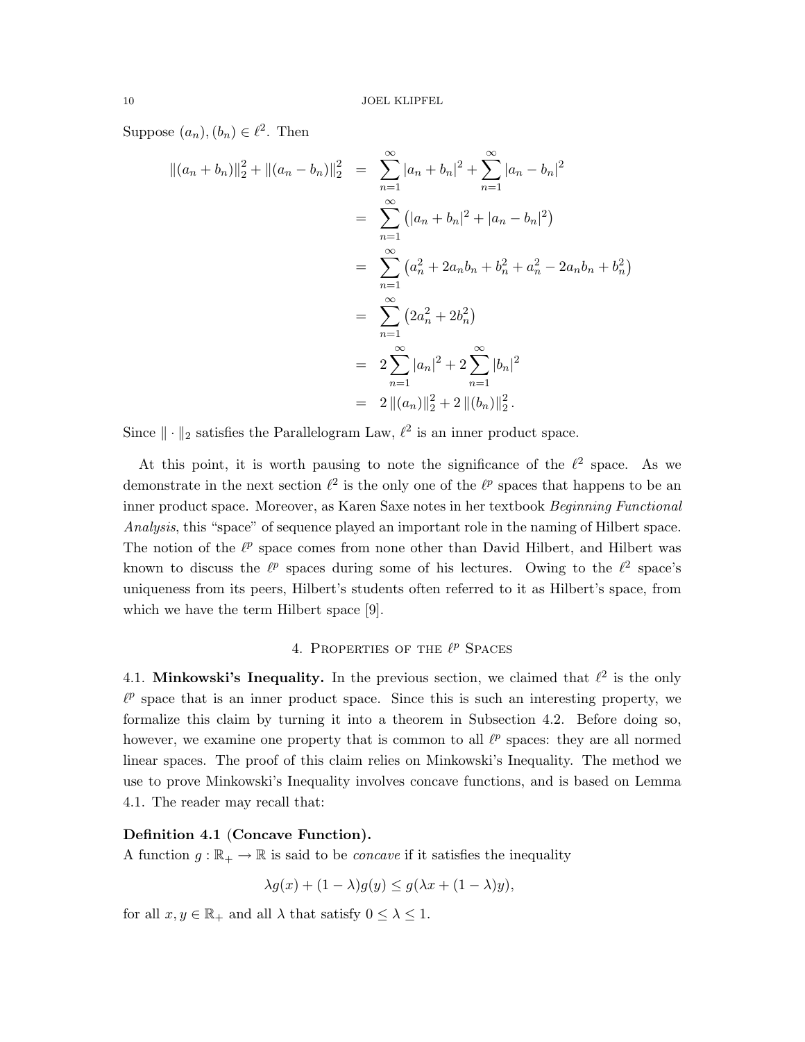Suppose $(a_n), (b_n) \in \ell^2$. Then

$$
\begin{aligned}
\|(a_n + b_n)\|_2^2 + \|(a_n - b_n)\|_2^2 &= \sum_{n=1}^{\infty} |a_n + b_n|^2 + \sum_{n=1}^{\infty} |a_n - b_n|^2 \\
&= \sum_{n=1}^{\infty} \left( |a_n + b_n|^2 + |a_n - b_n|^2 \right) \\
&= \sum_{n=1}^{\infty} \left( a_n^2 + 2a_n b_n + b_n^2 + a_n^2 - 2a_n b_n + b_n^2 \right) \\
&= \sum_{n=1}^{\infty} \left( 2a_n^2 + 2b_n^2 \right) \\
&= 2\sum_{n=1}^{\infty} |a_n|^2 + 2\sum_{n=1}^{\infty} |b_n|^2 \\
&= 2\|(a_n)\|_2^2 + 2\|(b_n)\|_2^2 .
\end{aligned}
$$

Since $\|\cdot\|_2$ satisfies the Parallelogram Law, $\ell^2$ is an inner product space.

At this point, it is worth pausing to note the significance of the $\ell^2$ space. As we demonstrate in the next section $\ell^2$ is the only one of the $\ell^p$ spaces that happens to be an inner product space. Moreover, as Karen Saxe notes in her textbook *Beginning Functional Analysis*, this "space" of sequence played an important role in the naming of Hilbert space. The notion of the $\ell^p$ space comes from none other than David Hilbert, and Hilbert was known to discuss the $\ell^p$ spaces during some of his lectures. Owing to the $\ell^2$ space's uniqueness from its peers, Hilbert's students often referred to it as Hilbert's space, from which we have the term Hilbert space [9].

## 4. Properties of the $\ell^p$ Spaces

4.1. **Minkowski's Inequality.** In the previous section, we claimed that $\ell^2$ is the only $\ell^p$ space that is an inner product space. Since this is such an interesting property, we formalize this claim by turning it into a theorem in Subsection 4.2. Before doing so, however, we examine one property that is common to all $\ell^p$ spaces: they are all normed linear spaces. The proof of this claim relies on Minkowski's Inequality. The method we use to prove Minkowski's Inequality involves concave functions, and is based on Lemma 4.1. The reader may recall that:

**Definition 4.1** (**Concave Function).**
A function $g : \mathbb{R}_+ \to \mathbb{R}$ is said to be *concave* if it satisfies the inequality

$$\lambda g(x) + (1 - \lambda) g(y) \leq g(\lambda x + (1 - \lambda) y),$$

for all $x, y \in \mathbb{R}_+$ and all $\lambda$ that satisfy $0 \leq \lambda \leq 1$.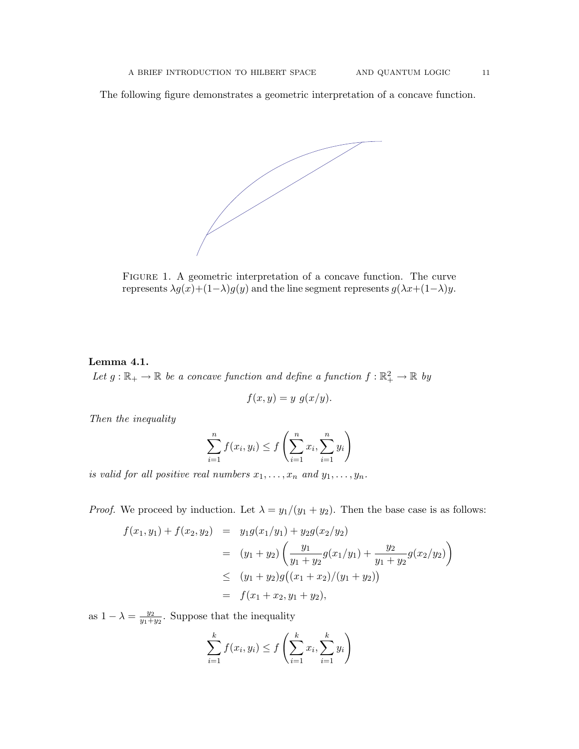The following figure demonstrates a geometric interpretation of a concave function.

Figure 1. A geometric interpretation of a concave function. The curve represents $\lambda g(x)+(1-\lambda)g(y)$ and the line segment represents $g(\lambda x+(1-\lambda)y$.

**Lemma 4.1.**

*Let $g : \mathbb{R}_+ \to \mathbb{R}$ be a concave function and define a function $f : \mathbb{R}_+^2 \to \mathbb{R}$ by*

$$f(x, y) = y\ g(x/y).$$

*Then the inequality*

$$\sum_{i=1}^{n} f(x_i, y_i) \leq f\left(\sum_{i=1}^{n} x_i, \sum_{i=1}^{n} y_i\right)$$

*is valid for all positive real numbers $x_1, \ldots, x_n$ and $y_1, \ldots, y_n$.*

*Proof.* We proceed by induction. Let $\lambda = y_1/(y_1 + y_2)$. Then the base case is as follows:

$$\begin{aligned}
f(x_1, y_1) + f(x_2, y_2) &= y_1 g(x_1/y_1) + y_2 g(x_2/y_2) \\
&= (y_1 + y_2)\left(\frac{y_1}{y_1 + y_2} g(x_1/y_1) + \frac{y_2}{y_1 + y_2} g(x_2/y_2)\right) \\
&\leq (y_1 + y_2) g\big((x_1 + x_2)/(y_1 + y_2)\big) \\
&= f(x_1 + x_2, y_1 + y_2),
\end{aligned}$$

as $1 - \lambda = \frac{y_2}{y_1 + y_2}$. Suppose that the inequality

$$\sum_{i=1}^{k} f(x_i, y_i) \leq f\left(\sum_{i=1}^{k} x_i, \sum_{i=1}^{k} y_i\right)$$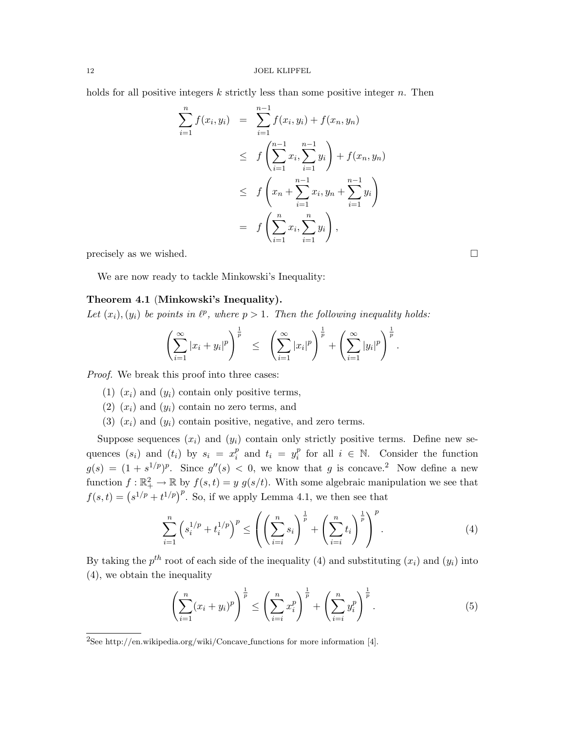holds for all positive integers $k$ strictly less than some positive integer $n$. Then

$$
\begin{aligned}
\sum_{i=1}^{n} f(x_i, y_i) &= \sum_{i=1}^{n-1} f(x_i, y_i) + f(x_n, y_n) \\
&\leq f\left(\sum_{i=1}^{n-1} x_i, \sum_{i=1}^{n-1} y_i\right) + f(x_n, y_n) \\
&\leq f\left(x_n + \sum_{i=1}^{n-1} x_i, y_n + \sum_{i=1}^{n-1} y_i\right) \\
&= f\left(\sum_{i=1}^{n} x_i, \sum_{i=1}^{n} y_i\right),
\end{aligned}
$$

precisely as we wished. □

We are now ready to tackle Minkowski's Inequality:

**Theorem 4.1 (Minkowski's Inequality).**
*Let $(x_i), (y_i)$ be points in $\ell^p$, where $p > 1$. Then the following inequality holds:*

$$
\left(\sum_{i=1}^{\infty} |x_i + y_i|^p\right)^{\frac{1}{p}} \leq \left(\sum_{i=1}^{\infty} |x_i|^p\right)^{\frac{1}{p}} + \left(\sum_{i=1}^{\infty} |y_i|^p\right)^{\frac{1}{p}}.
$$

*Proof.* We break this proof into three cases:

1. $(x_i)$ and $(y_i)$ contain only positive terms,
2. $(x_i)$ and $(y_i)$ contain no zero terms, and
3. $(x_i)$ and $(y_i)$ contain positive, negative, and zero terms.

Suppose sequences $(x_i)$ and $(y_i)$ contain only strictly positive terms. Define new sequences $(s_i)$ and $(t_i)$ by $s_i = x_i^p$ and $t_i = y_i^p$ for all $i \in \mathbb{N}$. Consider the function $g(s) = (1 + s^{1/p})^p$. Since $g''(s) < 0$, we know that $g$ is concave.[2] Now define a new function $f : \mathbb{R}_+^2 \to \mathbb{R}$ by $f(s,t) = y\ g(s/t)$. With some algebraic manipulation we see that $f(s,t) = \left(s^{1/p} + t^{1/p}\right)^p$. So, if we apply Lemma 4.1, we then see that

$$
\sum_{i=1}^{n} \left(s_i^{1/p} + t_i^{1/p}\right)^p \leq \left(\left(\sum_{i=i}^{n} s_i\right)^{\frac{1}{p}} + \left(\sum_{i=i}^{n} t_i\right)^{\frac{1}{p}}\right)^p. \tag{4}
$$

By taking the $p^{th}$ root of each side of the inequality (4) and substituting $(x_i)$ and $(y_i)$ into (4), we obtain the inequality

$$
\left(\sum_{i=1}^{n} (x_i + y_i)^p\right)^{\frac{1}{p}} \leq \left(\sum_{i=i}^{n} x_i^p\right)^{\frac{1}{p}} + \left(\sum_{i=i}^{n} y_i^p\right)^{\frac{1}{p}}. \tag{5}
$$

[2]See http://en.wikipedia.org/wiki/Concave_functions for more information [4].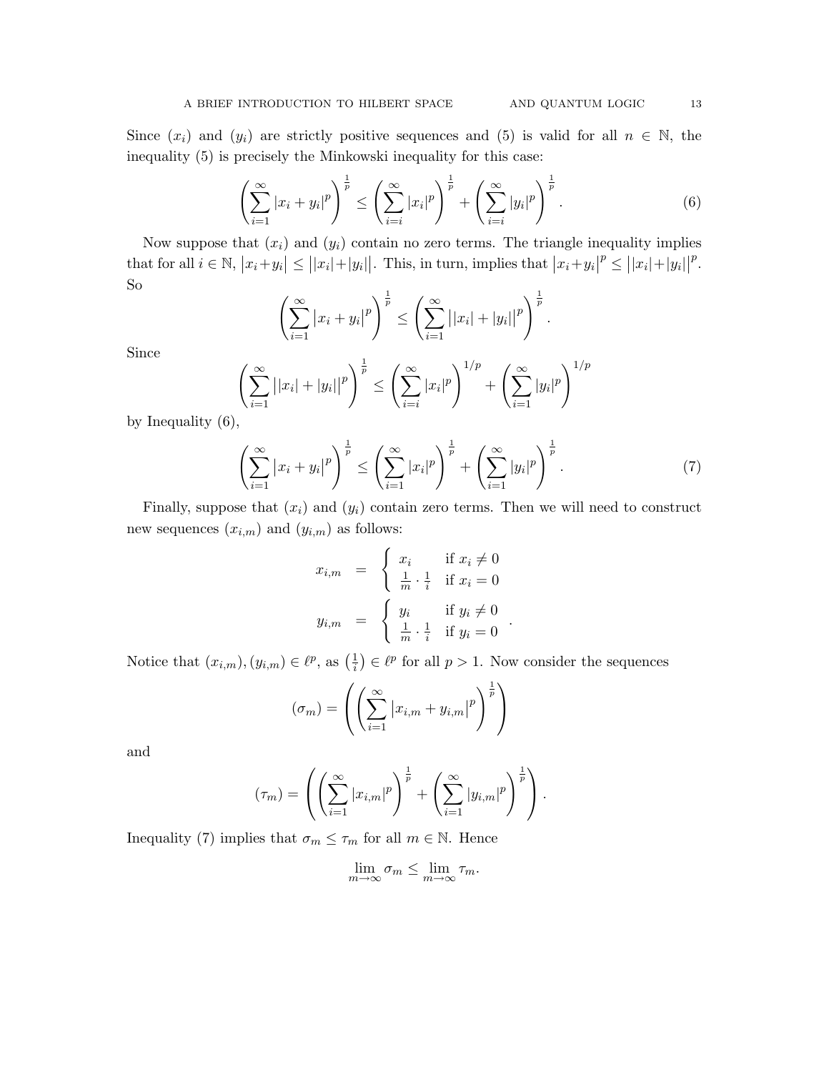Since $(x_i)$ and $(y_i)$ are strictly positive sequences and (5) is valid for all $n \in \mathbb{N}$, the inequality (5) is precisely the Minkowski inequality for this case:

$$\left( \sum_{i=1}^{\infty} |x_i + y_i|^p \right)^{\frac{1}{p}} \leq \left( \sum_{i=i}^{\infty} |x_i|^p \right)^{\frac{1}{p}} + \left( \sum_{i=i}^{\infty} |y_i|^p \right)^{\frac{1}{p}}. \tag{6}$$

Now suppose that $(x_i)$ and $(y_i)$ contain no zero terms. The triangle inequality implies that for all $i \in \mathbb{N}$, $\left|x_i + y_i\right| \leq \left||x_i| + |y_i|\right|$. This, in turn, implies that $\left|x_i + y_i\right|^p \leq \left||x_i| + |y_i|\right|^p$. So

$$\left( \sum_{i=1}^{\infty} \left|x_i + y_i\right|^p \right)^{\frac{1}{p}} \leq \left( \sum_{i=1}^{\infty} \left||x_i| + |y_i|\right|^p \right)^{\frac{1}{p}}.$$

Since

$$\left( \sum_{i=1}^{\infty} \left||x_i| + |y_i|\right|^p \right)^{\frac{1}{p}} \leq \left( \sum_{i=i}^{\infty} |x_i|^p \right)^{1/p} + \left( \sum_{i=1}^{\infty} |y_i|^p \right)^{1/p}$$

by Inequality (6),

$$\left( \sum_{i=1}^{\infty} \left|x_i + y_i\right|^p \right)^{\frac{1}{p}} \leq \left( \sum_{i=1}^{\infty} |x_i|^p \right)^{\frac{1}{p}} + \left( \sum_{i=1}^{\infty} |y_i|^p \right)^{\frac{1}{p}}. \tag{7}$$

Finally, suppose that $(x_i)$ and $(y_i)$ contain zero terms. Then we will need to construct new sequences $(x_{i,m})$ and $(y_{i,m})$ as follows:

$$\begin{aligned} x_{i,m} &= \begin{cases} x_i & \text{if } x_i \neq 0 \\ \frac{1}{m} \cdot \frac{1}{i} & \text{if } x_i = 0 \end{cases} \\ y_{i,m} &= \begin{cases} y_i & \text{if } y_i \neq 0 \\ \frac{1}{m} \cdot \frac{1}{i} & \text{if } y_i = 0 \end{cases} . \end{aligned}$$

Notice that $(x_{i,m}), (y_{i,m}) \in \ell^p$, as $\left(\frac{1}{i}\right) \in \ell^p$ for all $p > 1$. Now consider the sequences

$$(\sigma_m) = \left( \left( \sum_{i=1}^{\infty} \left|x_{i,m} + y_{i,m}\right|^p \right)^{\frac{1}{p}} \right)$$

and

$$(\tau_m) = \left( \left( \sum_{i=1}^{\infty} |x_{i,m}|^p \right)^{\frac{1}{p}} + \left( \sum_{i=1}^{\infty} |y_{i,m}|^p \right)^{\frac{1}{p}} \right).$$

Inequality (7) implies that $\sigma_m \leq \tau_m$ for all $m \in \mathbb{N}$. Hence

$$\lim_{m \to \infty} \sigma_m \leq \lim_{m \to \infty} \tau_m.$$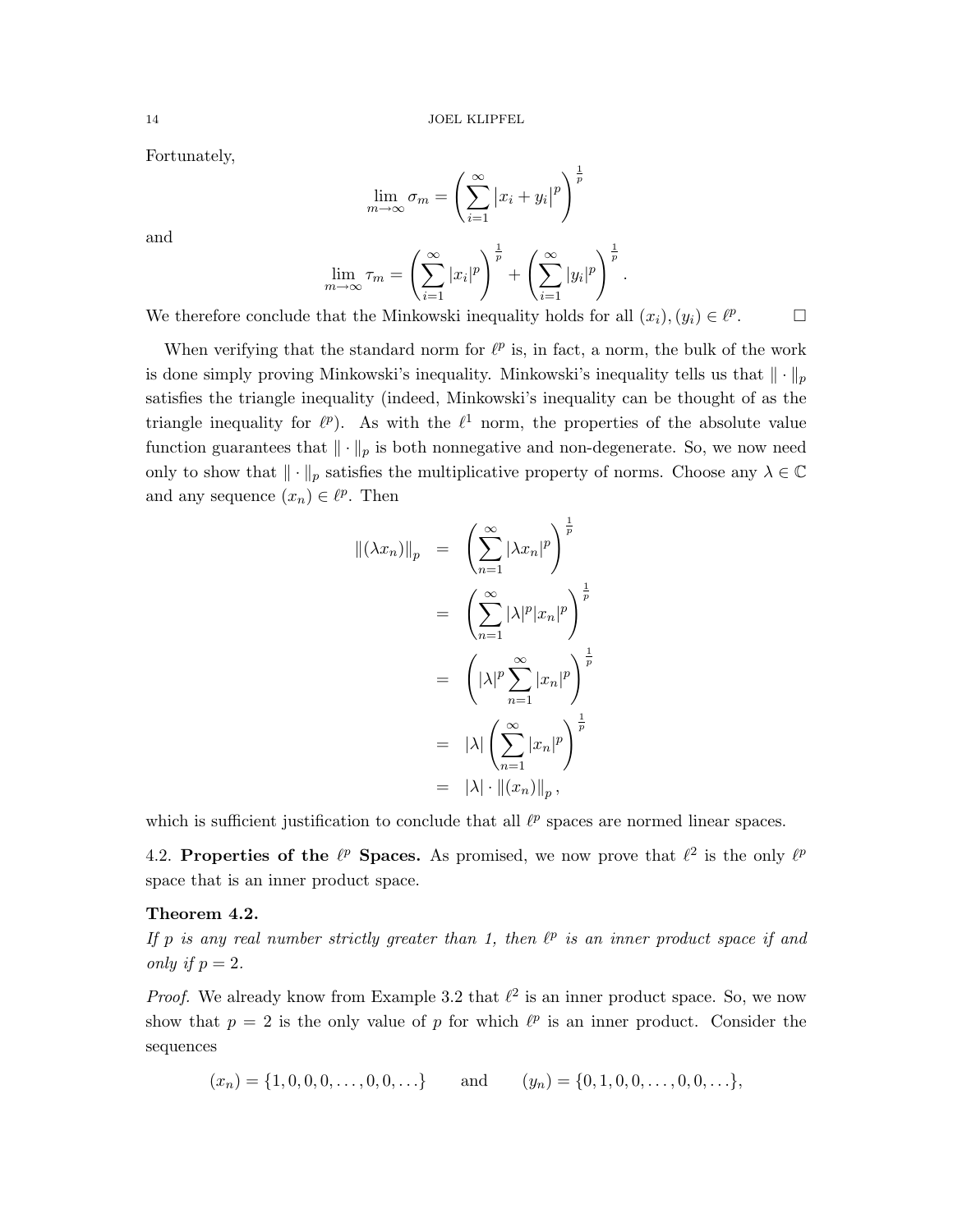Fortunately,

$$\lim_{m\to\infty} \sigma_m = \left(\sum_{i=1}^{\infty} |x_i + y_i|^p\right)^{\frac{1}{p}}$$

and

$$\lim_{m\to\infty} \tau_m = \left(\sum_{i=1}^{\infty} |x_i|^p\right)^{\frac{1}{p}} + \left(\sum_{i=1}^{\infty} |y_i|^p\right)^{\frac{1}{p}}.$$

We therefore conclude that the Minkowski inequality holds for all $(x_i), (y_i) \in \ell^p$. $\square$

When verifying that the standard norm for $\ell^p$ is, in fact, a norm, the bulk of the work is done simply proving Minkowski's inequality. Minkowski's inequality tells us that $\|\cdot\|_p$ satisfies the triangle inequality (indeed, Minkowski's inequality can be thought of as the triangle inequality for $\ell^p$). As with the $\ell^1$ norm, the properties of the absolute value function guarantees that $\|\cdot\|_p$ is both nonnegative and non-degenerate. So, we now need only to show that $\|\cdot\|_p$ satisfies the multiplicative property of norms. Choose any $\lambda \in \mathbb{C}$ and any sequence $(x_n) \in \ell^p$. Then

$$\begin{aligned}
\|(\lambda x_n)\|_p &= \left(\sum_{n=1}^{\infty} |\lambda x_n|^p\right)^{\frac{1}{p}} \\
&= \left(\sum_{n=1}^{\infty} |\lambda|^p |x_n|^p\right)^{\frac{1}{p}} \\
&= \left(|\lambda|^p \sum_{n=1}^{\infty} |x_n|^p\right)^{\frac{1}{p}} \\
&= |\lambda| \left(\sum_{n=1}^{\infty} |x_n|^p\right)^{\frac{1}{p}} \\
&= |\lambda| \cdot \|(x_n)\|_p,
\end{aligned}$$

which is sufficient justification to conclude that all $\ell^p$ spaces are normed linear spaces.

4.2. **Properties of the $\ell^p$ Spaces.** As promised, we now prove that $\ell^2$ is the only $\ell^p$ space that is an inner product space.

**Theorem 4.2.**
*If $p$ is any real number strictly greater than 1, then $\ell^p$ is an inner product space if and only if $p = 2$.*

*Proof.* We already know from Example 3.2 that $\ell^2$ is an inner product space. So, we now show that $p = 2$ is the only value of $p$ for which $\ell^p$ is an inner product. Consider the sequences

$$(x_n) = \{1, 0, 0, 0, \ldots, 0, 0, \ldots\} \qquad \text{and} \qquad (y_n) = \{0, 1, 0, 0, \ldots, 0, 0, \ldots\},$$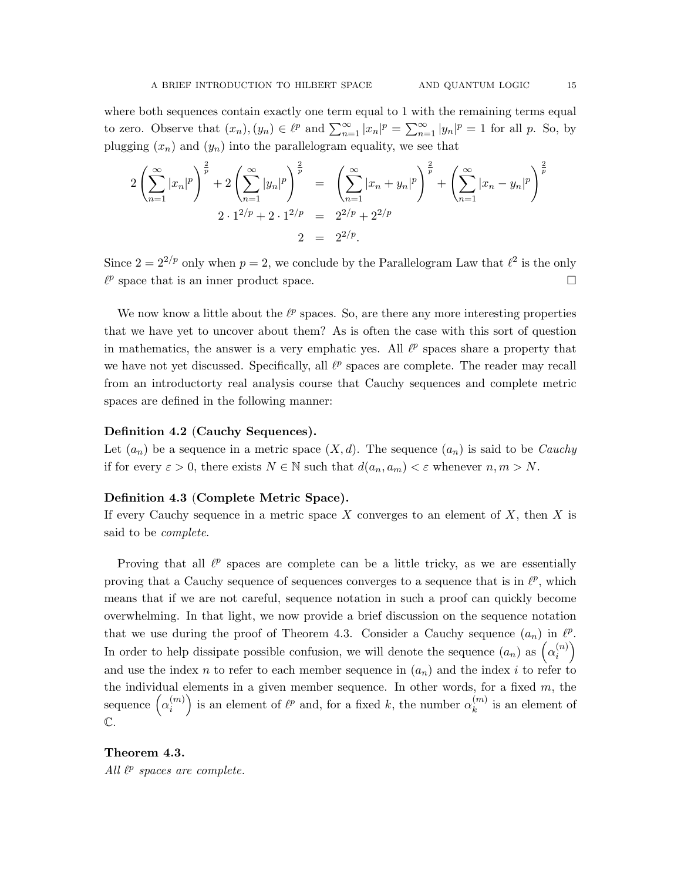where both sequences contain exactly one term equal to 1 with the remaining terms equal to zero. Observe that $(x_n), (y_n) \in \ell^p$ and $\sum_{n=1}^{\infty} |x_n|^p = \sum_{n=1}^{\infty} |y_n|^p = 1$ for all $p$. So, by plugging $(x_n)$ and $(y_n)$ into the parallelogram equality, we see that

$$
\begin{aligned}
2\left(\sum_{n=1}^{\infty} |x_n|^p\right)^{\frac{2}{p}} + 2\left(\sum_{n=1}^{\infty} |y_n|^p\right)^{\frac{2}{p}} &= \left(\sum_{n=1}^{\infty} |x_n + y_n|^p\right)^{\frac{2}{p}} + \left(\sum_{n=1}^{\infty} |x_n - y_n|^p\right)^{\frac{2}{p}} \\
2 \cdot 1^{2/p} + 2 \cdot 1^{2/p} &= 2^{2/p} + 2^{2/p} \\
2 &= 2^{2/p}.
\end{aligned}
$$

Since $2 = 2^{2/p}$ only when $p = 2$, we conclude by the Parallelogram Law that $\ell^2$ is the only $\ell^p$ space that is an inner product space. $\square$

We now know a little about the $\ell^p$ spaces. So, are there any more interesting properties that we have yet to uncover about them? As is often the case with this sort of question in mathematics, the answer is a very emphatic yes. All $\ell^p$ spaces share a property that we have not yet discussed. Specifically, all $\ell^p$ spaces are complete. The reader may recall from an introductorty real analysis course that Cauchy sequences and complete metric spaces are defined in the following manner:

**Definition 4.2 (Cauchy Sequences).**
Let $(a_n)$ be a sequence in a metric space $(X, d)$. The sequence $(a_n)$ is said to be *Cauchy* if for every $\varepsilon > 0$, there exists $N \in \mathbb{N}$ such that $d(a_n, a_m) < \varepsilon$ whenever $n, m > N$.

**Definition 4.3 (Complete Metric Space).**
If every Cauchy sequence in a metric space $X$ converges to an element of $X$, then $X$ is said to be *complete*.

Proving that all $\ell^p$ spaces are complete can be a little tricky, as we are essentially proving that a Cauchy sequence of sequences converges to a sequence that is in $\ell^p$, which means that if we are not careful, sequence notation in such a proof can quickly become overwhelming. In that light, we now provide a brief discussion on the sequence notation that we use during the proof of Theorem 4.3. Consider a Cauchy sequence $(a_n)$ in $\ell^p$. In order to help dissipate possible confusion, we will denote the sequence $(a_n)$ as $\left(\alpha_i^{(n)}\right)$ and use the index $n$ to refer to each member sequence in $(a_n)$ and the index $i$ to refer to the individual elements in a given member sequence. In other words, for a fixed $m$, the sequence $\left(\alpha_i^{(m)}\right)$ is an element of $\ell^p$ and, for a fixed $k$, the number $\alpha_k^{(m)}$ is an element of $\mathbb{C}$.

**Theorem 4.3.**
*All $\ell^p$ spaces are complete.*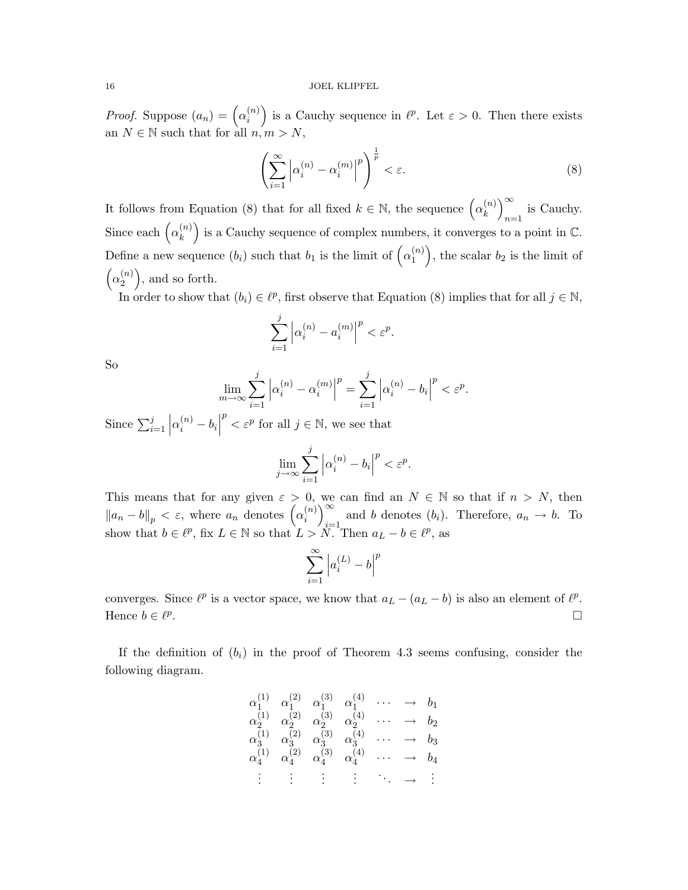*Proof.* Suppose $(a_n) = \left(\alpha_i^{(n)}\right)$ is a Cauchy sequence in $\ell^p$. Let $\varepsilon > 0$. Then there exists an $N \in \mathbb{N}$ such that for all $n, m > N$,

$$\left( \sum_{i=1}^{\infty} \left| \alpha_i^{(n)} - \alpha_i^{(m)} \right|^p \right)^{\frac{1}{p}} < \varepsilon. \tag{8}$$

It follows from Equation (8) that for all fixed $k \in \mathbb{N}$, the sequence $\left(\alpha_k^{(n)}\right)_{n=1}^{\infty}$ is Cauchy. Since each $\left(\alpha_k^{(n)}\right)$ is a Cauchy sequence of complex numbers, it converges to a point in $\mathbb{C}$. Define a new sequence $(b_i)$ such that $b_1$ is the limit of $\left(\alpha_1^{(n)}\right)$, the scalar $b_2$ is the limit of $\left(\alpha_2^{(n)}\right)$, and so forth.

In order to show that $(b_i) \in \ell^p$, first observe that Equation (8) implies that for all $j \in \mathbb{N}$,

$$\sum_{i=1}^{j} \left| \alpha_i^{(n)} - a_i^{(m)} \right|^p < \varepsilon^p.$$

So

$$\lim_{m \to \infty} \sum_{i=1}^{j} \left| \alpha_i^{(n)} - \alpha_i^{(m)} \right|^p = \sum_{i=1}^{j} \left| \alpha_i^{(n)} - b_i \right|^p < \varepsilon^p.$$

Since $\sum_{i=1}^{j} \left| \alpha_i^{(n)} - b_i \right|^p < \varepsilon^p$ for all $j \in \mathbb{N}$, we see that

$$\lim_{j \to \infty} \sum_{i=1}^{j} \left| \alpha_i^{(n)} - b_i \right|^p < \varepsilon^p.$$

This means that for any given $\varepsilon > 0$, we can find an $N \in \mathbb{N}$ so that if $n > N$, then $\|a_n - b\|_p < \varepsilon$, where $a_n$ denotes $\left(\alpha_i^{(n)}\right)_{i=1}^{\infty}$ and $b$ denotes $(b_i)$. Therefore, $a_n \to b$. To show that $b \in \ell^p$, fix $L \in \mathbb{N}$ so that $L > N$. Then $a_L - b \in \ell^p$, as

$$\sum_{i=1}^{\infty} \left| a_i^{(L)} - b \right|^p$$

converges. Since $\ell^p$ is a vector space, we know that $a_L - (a_L - b)$ is also an element of $\ell^p$. Hence $b \in \ell^p$. $\square$

If the definition of $(b_i)$ in the proof of Theorem 4.3 seems confusing, consider the following diagram.

$$\begin{array}{cccccccc}
\alpha_1^{(1)} & \alpha_1^{(2)} & \alpha_1^{(3)} & \alpha_1^{(4)} & \cdots & \to & b_1 \\
\alpha_2^{(1)} & \alpha_2^{(2)} & \alpha_2^{(3)} & \alpha_2^{(4)} & \cdots & \to & b_2 \\
\alpha_3^{(1)} & \alpha_3^{(2)} & \alpha_3^{(3)} & \alpha_3^{(4)} & \cdots & \to & b_3 \\
\alpha_4^{(1)} & \alpha_4^{(2)} & \alpha_4^{(3)} & \alpha_4^{(4)} & \cdots & \to & b_4 \\
\vdots & \vdots & \vdots & \vdots & \ddots & \to & \vdots
\end{array}$$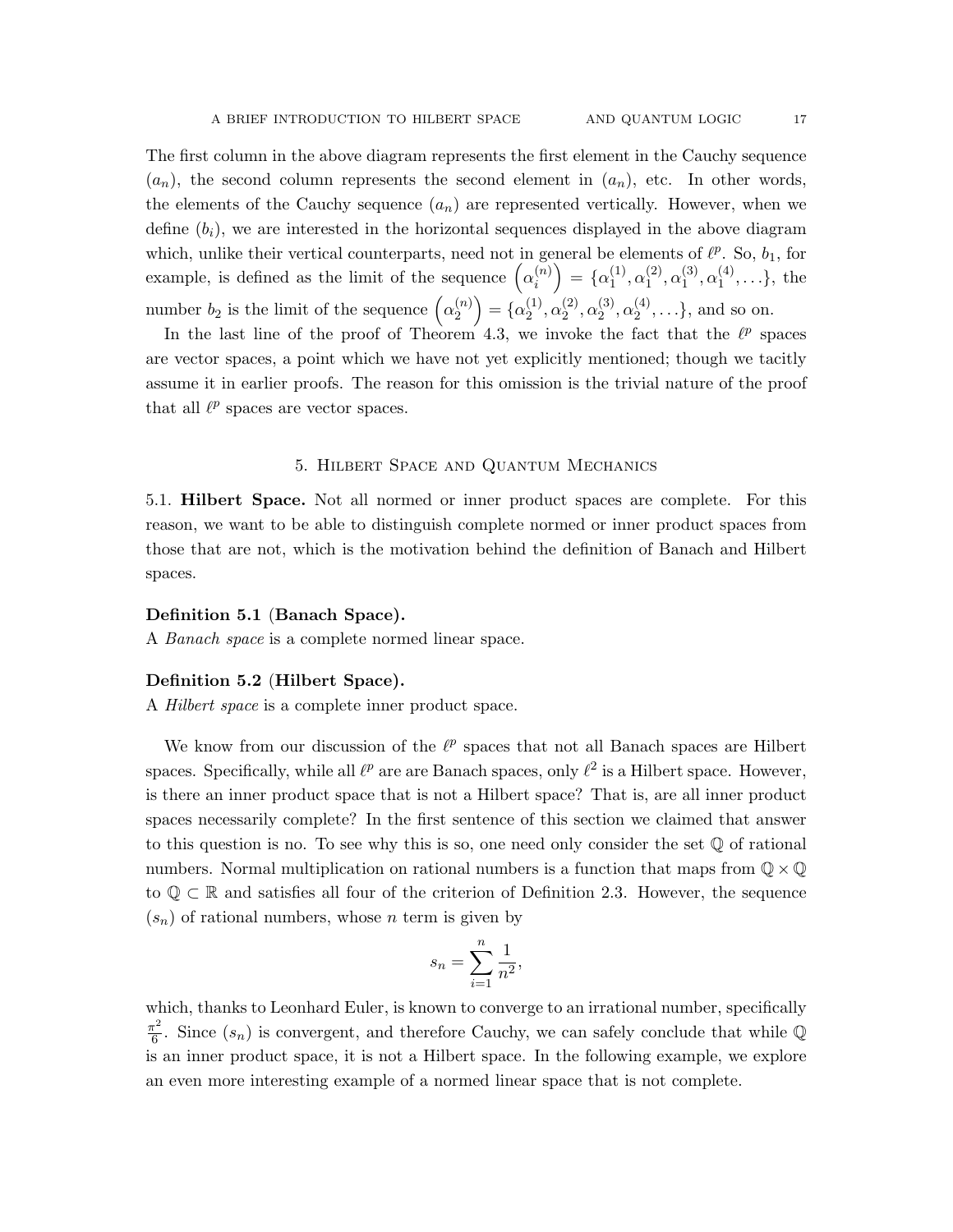The first column in the above diagram represents the first element in the Cauchy sequence $(a_n)$, the second column represents the second element in $(a_n)$, etc. In other words, the elements of the Cauchy sequence $(a_n)$ are represented vertically. However, when we define $(b_i)$, we are interested in the horizontal sequences displayed in the above diagram which, unlike their vertical counterparts, need not in general be elements of $\ell^p$. So, $b_1$, for example, is defined as the limit of the sequence $\left(\alpha_i^{(n)}\right) = \{\alpha_1^{(1)}, \alpha_1^{(2)}, \alpha_1^{(3)}, \alpha_1^{(4)}, \ldots\}$, the number $b_2$ is the limit of the sequence $\left(\alpha_2^{(n)}\right) = \{\alpha_2^{(1)}, \alpha_2^{(2)}, \alpha_2^{(3)}, \alpha_2^{(4)}, \ldots\}$, and so on.

In the last line of the proof of Theorem 4.3, we invoke the fact that the $\ell^p$ spaces are vector spaces, a point which we have not yet explicitly mentioned; though we tacitly assume it in earlier proofs. The reason for this omission is the trivial nature of the proof that all $\ell^p$ spaces are vector spaces.

## 5. Hilbert Space and Quantum Mechanics

5.1. **Hilbert Space.** Not all normed or inner product spaces are complete. For this reason, we want to be able to distinguish complete normed or inner product spaces from those that are not, which is the motivation behind the definition of Banach and Hilbert spaces.

**Definition 5.1 (Banach Space).**
A *Banach space* is a complete normed linear space.

**Definition 5.2 (Hilbert Space).**
A *Hilbert space* is a complete inner product space.

We know from our discussion of the $\ell^p$ spaces that not all Banach spaces are Hilbert spaces. Specifically, while all $\ell^p$ are are Banach spaces, only $\ell^2$ is a Hilbert space. However, is there an inner product space that is not a Hilbert space? That is, are all inner product spaces necessarily complete? In the first sentence of this section we claimed that answer to this question is no. To see why this is so, one need only consider the set $\mathbb{Q}$ of rational numbers. Normal multiplication on rational numbers is a function that maps from $\mathbb{Q} \times \mathbb{Q}$ to $\mathbb{Q} \subset \mathbb{R}$ and satisfies all four of the criterion of Definition 2.3. However, the sequence $(s_n)$ of rational numbers, whose $n$ term is given by

$$s_n = \sum_{i=1}^{n} \frac{1}{n^2},$$

which, thanks to Leonhard Euler, is known to converge to an irrational number, specifically $\frac{\pi^2}{6}$. Since $(s_n)$ is convergent, and therefore Cauchy, we can safely conclude that while $\mathbb{Q}$ is an inner product space, it is not a Hilbert space. In the following example, we explore an even more interesting example of a normed linear space that is not complete.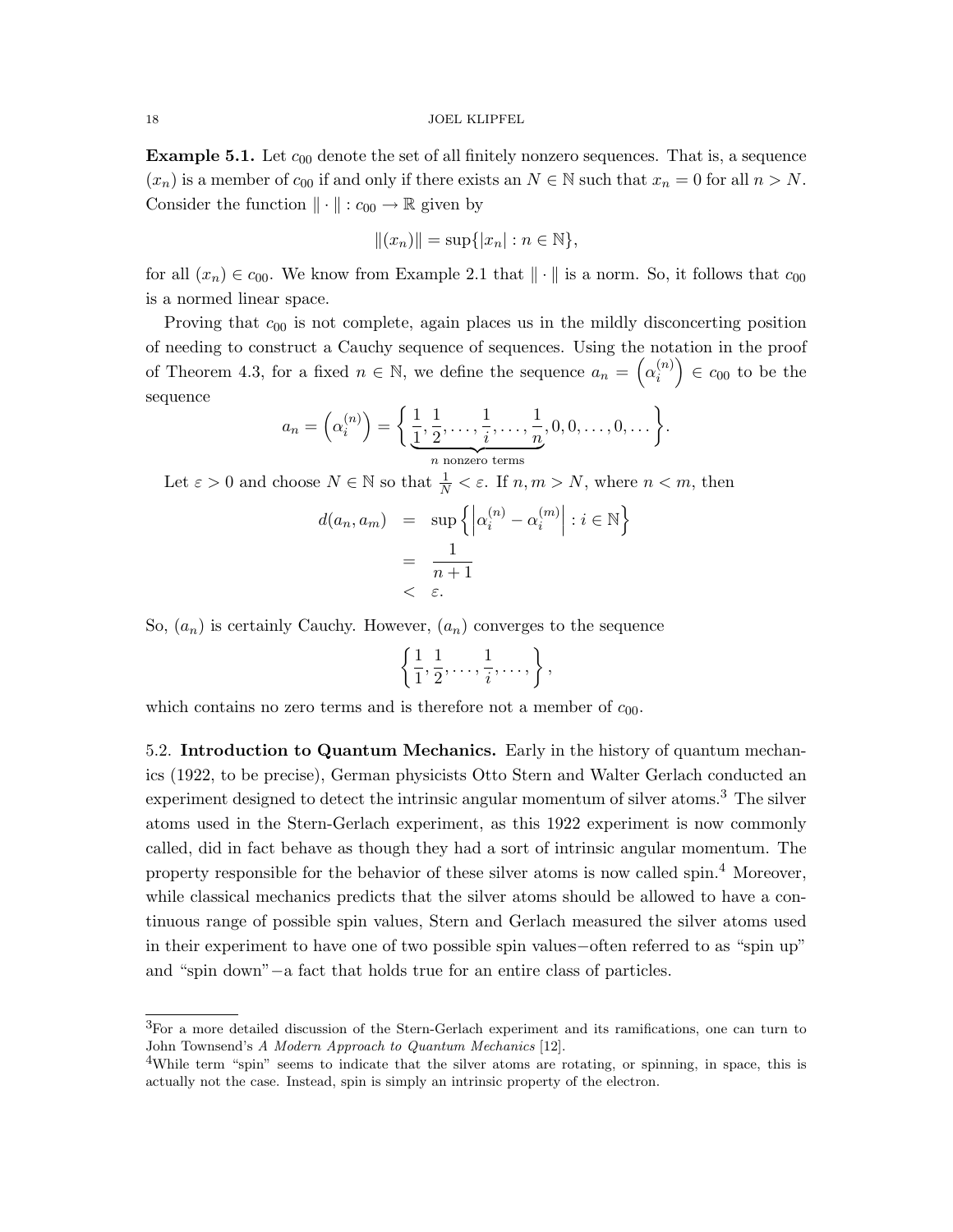**Example 5.1.** Let $c_{00}$ denote the set of all finitely nonzero sequences. That is, a sequence $(x_n)$ is a member of $c_{00}$ if and only if there exists an $N \in \mathbb{N}$ such that $x_n = 0$ for all $n > N$. Consider the function $\|\cdot\| : c_{00} \to \mathbb{R}$ given by

$$\|(x_n)\| = \sup\{|x_n| : n \in \mathbb{N}\},$$

for all $(x_n) \in c_{00}$. We know from Example 2.1 that $\|\cdot\|$ is a norm. So, it follows that $c_{00}$ is a normed linear space.

Proving that $c_{00}$ is not complete, again places us in the mildly disconcerting position of needing to construct a Cauchy sequence of sequences. Using the notation in the proof of Theorem 4.3, for a fixed $n \in \mathbb{N}$, we define the sequence $a_n = \left(\alpha_i^{(n)}\right) \in c_{00}$ to be the sequence

$$a_n = \left(\alpha_i^{(n)}\right) = \Bigg\{ \underbrace{\frac{1}{1}, \frac{1}{2}, \ldots, \frac{1}{i}, \ldots, \frac{1}{n}}_{n \text{ nonzero terms}}, 0, 0, \ldots, 0, \ldots \Bigg\}.$$

Let $\varepsilon > 0$ and choose $N \in \mathbb{N}$ so that $\frac{1}{N} < \varepsilon$. If $n, m > N$, where $n < m$, then

$$\begin{aligned} d(a_n, a_m) &= \sup\left\{ \left|\alpha_i^{(n)} - \alpha_i^{(m)}\right| : i \in \mathbb{N} \right\} \\ &= \frac{1}{n+1} \\ &< \varepsilon. \end{aligned}$$

So, $(a_n)$ is certainly Cauchy. However, $(a_n)$ converges to the sequence

$$\left\{ \frac{1}{1}, \frac{1}{2}, \ldots, \frac{1}{i}, \ldots \right\},$$

which contains no zero terms and is therefore not a member of $c_{00}$.

5.2. **Introduction to Quantum Mechanics.** Early in the history of quantum mechanics (1922, to be precise), German physicists Otto Stern and Walter Gerlach conducted an experiment designed to detect the intrinsic angular momentum of silver atoms.[3] The silver atoms used in the Stern-Gerlach experiment, as this 1922 experiment is now commonly called, did in fact behave as though they had a sort of intrinsic angular momentum. The property responsible for the behavior of these silver atoms is now called spin.[4] Moreover, while classical mechanics predicts that the silver atoms should be allowed to have a continuous range of possible spin values, Stern and Gerlach measured the silver atoms used in their experiment to have one of two possible spin values−often referred to as "spin up" and "spin down"−a fact that holds true for an entire class of particles.

[3]For a more detailed discussion of the Stern-Gerlach experiment and its ramifications, one can turn to John Townsend's *A Modern Approach to Quantum Mechanics* [12].

[4]While term "spin" seems to indicate that the silver atoms are rotating, or spinning, in space, this is actually not the case. Instead, spin is simply an intrinsic property of the electron.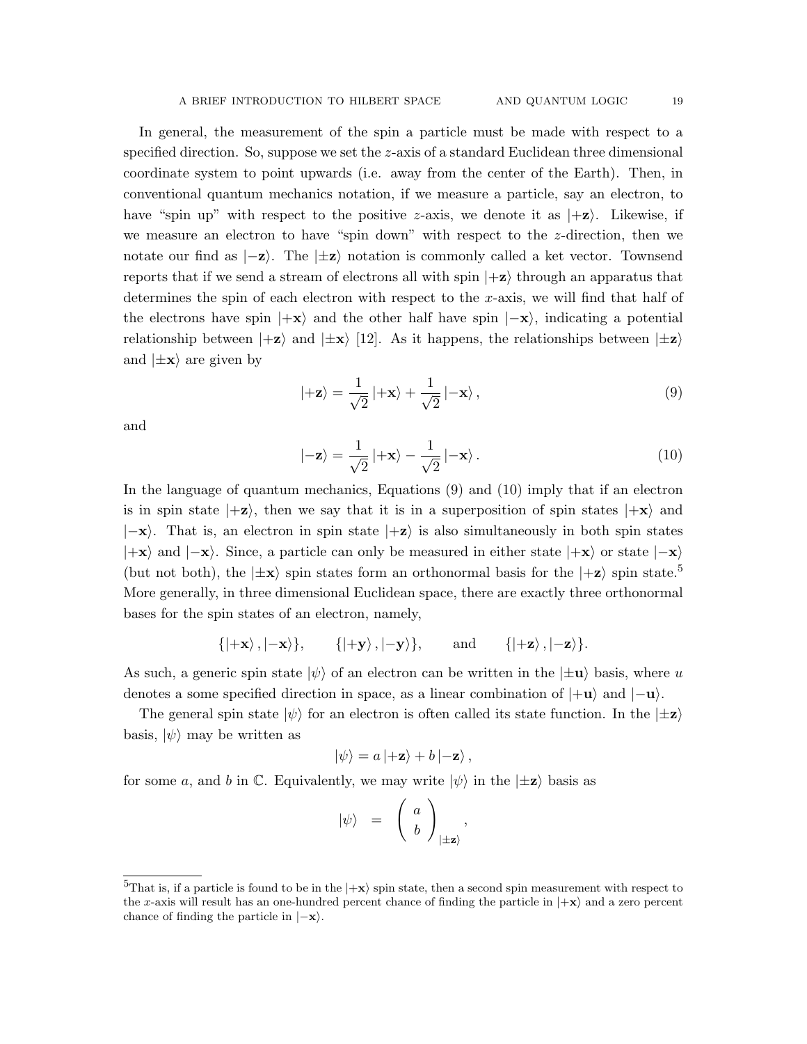In general, the measurement of the spin a particle must be made with respect to a specified direction. So, suppose we set the $z$-axis of a standard Euclidean three dimensional coordinate system to point upwards (i.e. away from the center of the Earth). Then, in conventional quantum mechanics notation, if we measure a particle, say an electron, to have "spin up" with respect to the positive $z$-axis, we denote it as $|+\mathbf{z}\rangle$. Likewise, if we measure an electron to have "spin down" with respect to the $z$-direction, then we notate our find as $|-\mathbf{z}\rangle$. The $|\pm\mathbf{z}\rangle$ notation is commonly called a ket vector. Townsend reports that if we send a stream of electrons all with spin $|+\mathbf{z}\rangle$ through an apparatus that determines the spin of each electron with respect to the $x$-axis, we will find that half of the electrons have spin $|+\mathbf{x}\rangle$ and the other half have spin $|-\mathbf{x}\rangle$, indicating a potential relationship between $|+\mathbf{z}\rangle$ and $|\pm\mathbf{x}\rangle$ [12]. As it happens, the relationships between $|\pm\mathbf{z}\rangle$ and $|\pm\mathbf{x}\rangle$ are given by

$$|+\mathbf{z}\rangle = \frac{1}{\sqrt{2}}\,|+\mathbf{x}\rangle + \frac{1}{\sqrt{2}}\,|-\mathbf{x}\rangle\,, \tag{9}$$

and

$$|-\mathbf{z}\rangle = \frac{1}{\sqrt{2}}\,|+\mathbf{x}\rangle - \frac{1}{\sqrt{2}}\,|-\mathbf{x}\rangle\,. \tag{10}$$

In the language of quantum mechanics, Equations (9) and (10) imply that if an electron is in spin state $|+\mathbf{z}\rangle$, then we say that it is in a superposition of spin states $|+\mathbf{x}\rangle$ and $|-\mathbf{x}\rangle$. That is, an electron in spin state $|+\mathbf{z}\rangle$ is also simultaneously in both spin states $|+\mathbf{x}\rangle$ and $|-\mathbf{x}\rangle$. Since, a particle can only be measured in either state $|+\mathbf{x}\rangle$ or state $|-\mathbf{x}\rangle$ (but not both), the $|\pm\mathbf{x}\rangle$ spin states form an orthonormal basis for the $|+\mathbf{z}\rangle$ spin state.[5] More generally, in three dimensional Euclidean space, there are exactly three orthonormal bases for the spin states of an electron, namely,

$$\{|+\mathbf{x}\rangle\,, |-\mathbf{x}\rangle\}, \qquad \{|+\mathbf{y}\rangle\,, |-\mathbf{y}\rangle\}, \qquad \text{and} \qquad \{|+\mathbf{z}\rangle\,, |-\mathbf{z}\rangle\}.$$

As such, a generic spin state $|\psi\rangle$ of an electron can be written in the $|\pm\mathbf{u}\rangle$ basis, where $u$ denotes a some specified direction in space, as a linear combination of $|+\mathbf{u}\rangle$ and $|-\mathbf{u}\rangle$.

The general spin state $|\psi\rangle$ for an electron is often called its state function. In the $|\pm\mathbf{z}\rangle$ basis, $|\psi\rangle$ may be written as

$$|\psi\rangle = a\,|+\mathbf{z}\rangle + b\,|-\mathbf{z}\rangle\,,$$

for some $a$, and $b$ in $\mathbb{C}$. Equivalently, we may write $|\psi\rangle$ in the $|\pm\mathbf{z}\rangle$ basis as

$$|\psi\rangle \;=\; \begin{pmatrix} a \\ b \end{pmatrix}_{|\pm\mathbf{z}\rangle},$$

[5] That is, if a particle is found to be in the $|+\mathbf{x}\rangle$ spin state, then a second spin measurement with respect to the $x$-axis will result has an one-hundred percent chance of finding the particle in $|+\mathbf{x}\rangle$ and a zero percent chance of finding the particle in $|-\mathbf{x}\rangle$.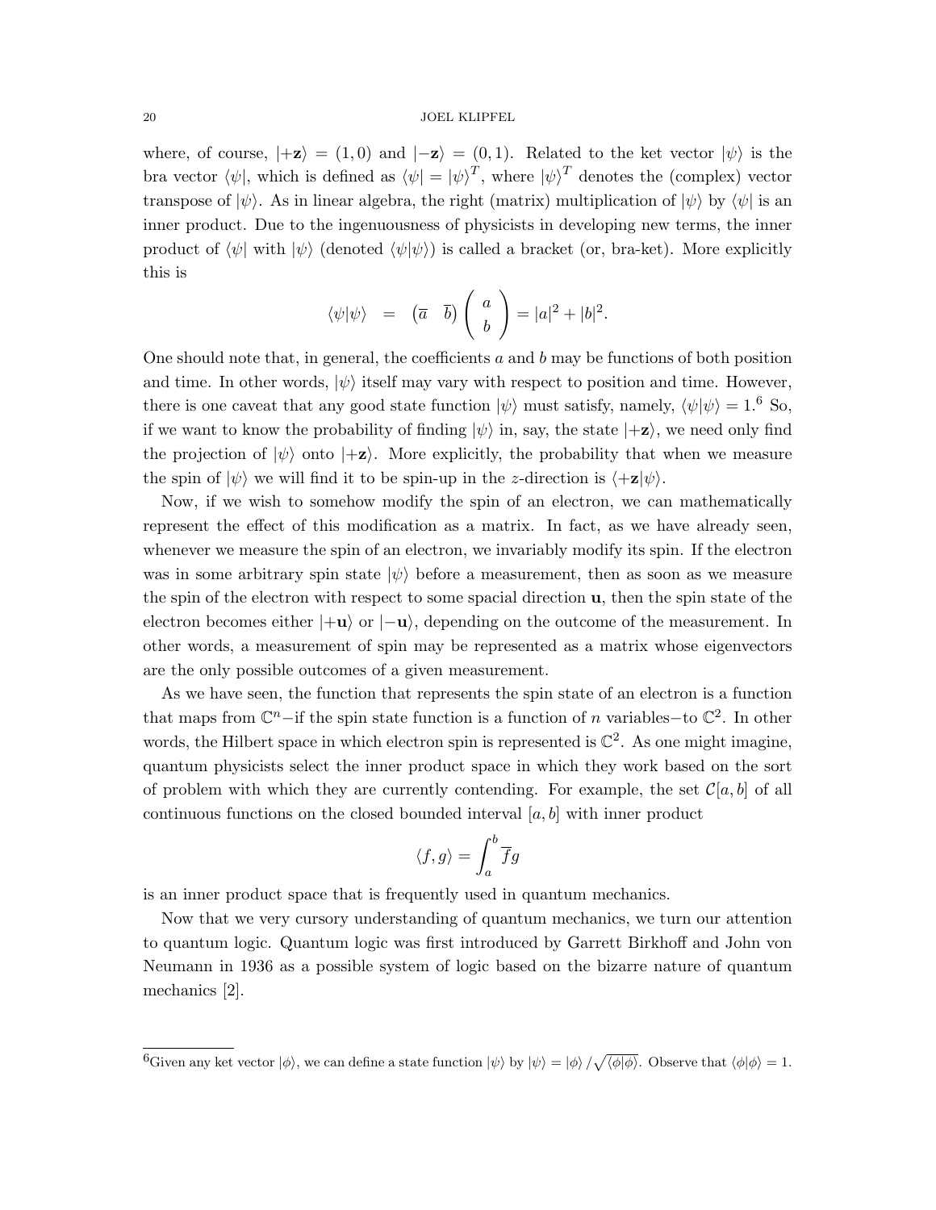where, of course, $|+\mathbf{z}\rangle = (1, 0)$ and $|-\mathbf{z}\rangle = (0, 1)$. Related to the ket vector $|\psi\rangle$ is the bra vector $\langle\psi|$, which is defined as $\langle\psi| = \overline{|\psi\rangle}^T$, where $\overline{|\psi\rangle}^T$ denotes the (complex) vector transpose of $|\psi\rangle$. As in linear algebra, the right (matrix) multiplication of $|\psi\rangle$ by $\langle\psi|$ is an inner product. Due to the ingenuousness of physicists in developing new terms, the inner product of $\langle\psi|$ with $|\psi\rangle$ (denoted $\langle\psi|\psi\rangle$) is called a bracket (or, bra-ket). More explicitly this is

$$\langle\psi|\psi\rangle \;=\; \begin{pmatrix} \overline{a} & \overline{b} \end{pmatrix} \begin{pmatrix} a \\ b \end{pmatrix} = |a|^2 + |b|^2.$$

One should note that, in general, the coefficients $a$ and $b$ may be functions of both position and time. In other words, $|\psi\rangle$ itself may vary with respect to position and time. However, there is one caveat that any good state function $|\psi\rangle$ must satisfy, namely, $\langle\psi|\psi\rangle = 1$.[6] So, if we want to know the probability of finding $|\psi\rangle$ in, say, the state $|+\mathbf{z}\rangle$, we need only find the projection of $|\psi\rangle$ onto $|+\mathbf{z}\rangle$. More explicitly, the probability that when we measure the spin of $|\psi\rangle$ we will find it to be spin-up in the $z$-direction is $\langle+\mathbf{z}|\psi\rangle$.

Now, if we wish to somehow modify the spin of an electron, we can mathematically represent the effect of this modification as a matrix. In fact, as we have already seen, whenever we measure the spin of an electron, we invariably modify its spin. If the electron was in some arbitrary spin state $|\psi\rangle$ before a measurement, then as soon as we measure the spin of the electron with respect to some spacial direction $\mathbf{u}$, then the spin state of the electron becomes either $|+\mathbf{u}\rangle$ or $|-\mathbf{u}\rangle$, depending on the outcome of the measurement. In other words, a measurement of spin may be represented as a matrix whose eigenvectors are the only possible outcomes of a given measurement.

As we have seen, the function that represents the spin state of an electron is a function that maps from $\mathbb{C}^n$−if the spin state function is a function of $n$ variables−to $\mathbb{C}^2$. In other words, the Hilbert space in which electron spin is represented is $\mathbb{C}^2$. As one might imagine, quantum physicists select the inner product space in which they work based on the sort of problem with which they are currently contending. For example, the set $\mathcal{C}[a, b]$ of all continuous functions on the closed bounded interval $[a, b]$ with inner product

$$\langle f, g\rangle = \int_a^b \overline{f} g$$

is an inner product space that is frequently used in quantum mechanics.

Now that we very cursory understanding of quantum mechanics, we turn our attention to quantum logic. Quantum logic was first introduced by Garrett Birkhoff and John von Neumann in 1936 as a possible system of logic based on the bizarre nature of quantum mechanics [2].

---

[6] Given any ket vector $|\phi\rangle$, we can define a state function $|\psi\rangle$ by $|\psi\rangle = |\phi\rangle / \sqrt{\langle\phi|\phi\rangle}$. Observe that $\langle\phi|\phi\rangle = 1$.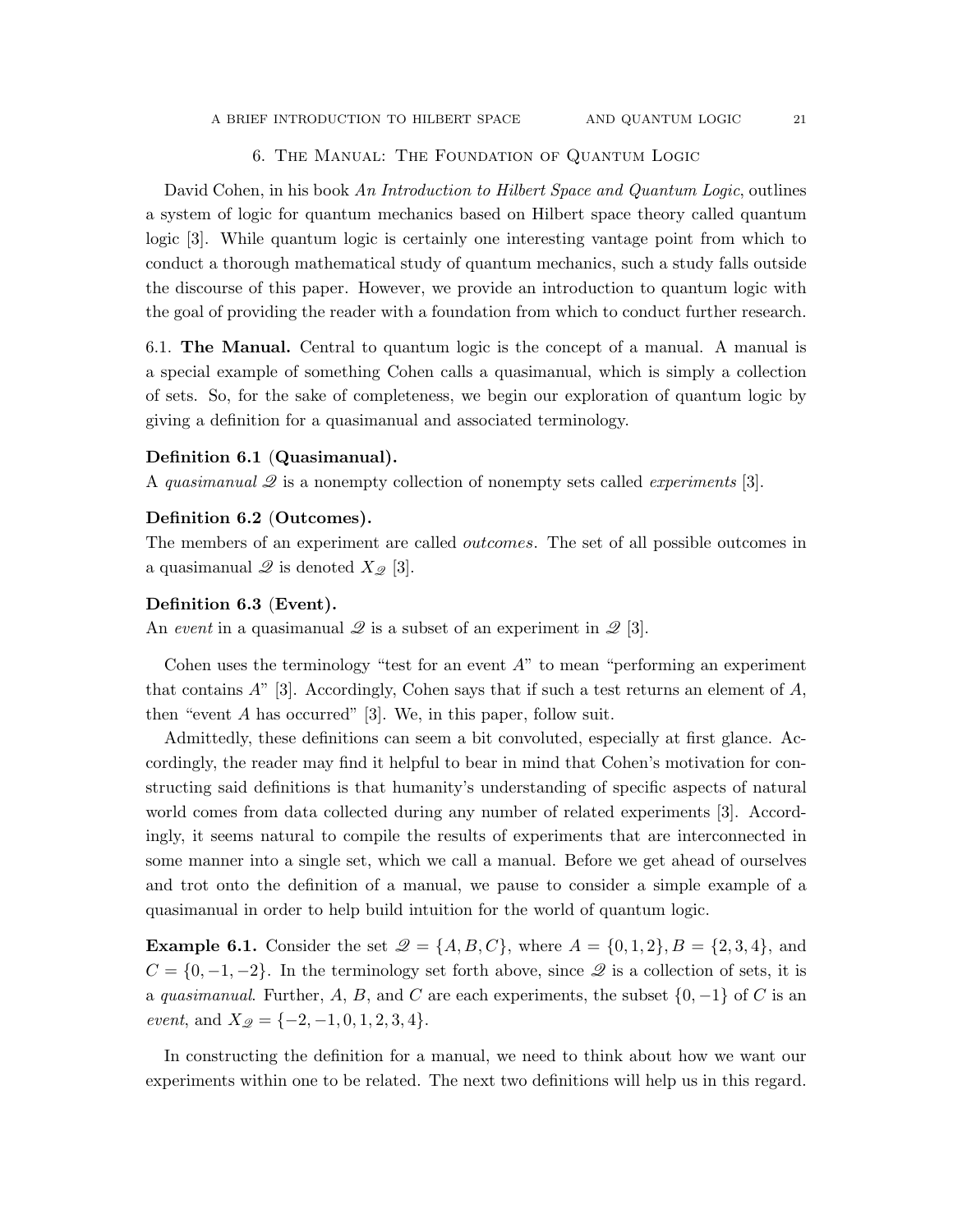## 6. The Manual: The Foundation of Quantum Logic

David Cohen, in his book *An Introduction to Hilbert Space and Quantum Logic*, outlines a system of logic for quantum mechanics based on Hilbert space theory called quantum logic [3]. While quantum logic is certainly one interesting vantage point from which to conduct a thorough mathematical study of quantum mechanics, such a study falls outside the discourse of this paper. However, we provide an introduction to quantum logic with the goal of providing the reader with a foundation from which to conduct further research.

### 6.1. The Manual.

Central to quantum logic is the concept of a manual. A manual is a special example of something Cohen calls a quasimanual, which is simply a collection of sets. So, for the sake of completeness, we begin our exploration of quantum logic by giving a definition for a quasimanual and associated terminology.

**Definition 6.1 (Quasimanual).**
A *quasimanual* $\mathscr{Q}$ is a nonempty collection of nonempty sets called *experiments* [3].

**Definition 6.2 (Outcomes).**
The members of an experiment are called *outcomes*. The set of all possible outcomes in a quasimanual $\mathscr{Q}$ is denoted $X_{\mathscr{Q}}$ [3].

**Definition 6.3 (Event).**
An *event* in a quasimanual $\mathscr{Q}$ is a subset of an experiment in $\mathscr{Q}$ [3].

Cohen uses the terminology "test for an event $A$" to mean "performing an experiment that contains $A$" [3]. Accordingly, Cohen says that if such a test returns an element of $A$, then "event $A$ has occurred" [3]. We, in this paper, follow suit.

Admittedly, these definitions can seem a bit convoluted, especially at first glance. Accordingly, the reader may find it helpful to bear in mind that Cohen's motivation for constructing said definitions is that humanity's understanding of specific aspects of natural world comes from data collected during any number of related experiments [3]. Accordingly, it seems natural to compile the results of experiments that are interconnected in some manner into a single set, which we call a manual. Before we get ahead of ourselves and trot onto the definition of a manual, we pause to consider a simple example of a quasimanual in order to help build intuition for the world of quantum logic.

**Example 6.1.** Consider the set $\mathscr{Q} = \{A, B, C\}$, where $A = \{0, 1, 2\}, B = \{2, 3, 4\}$, and $C = \{0, -1, -2\}$. In the terminology set forth above, since $\mathscr{Q}$ is a collection of sets, it is a *quasimanual*. Further, $A$, $B$, and $C$ are each experiments, the subset $\{0, -1\}$ of $C$ is an *event*, and $X_{\mathscr{Q}} = \{-2, -1, 0, 1, 2, 3, 4\}$.

In constructing the definition for a manual, we need to think about how we want our experiments within one to be related. The next two definitions will help us in this regard.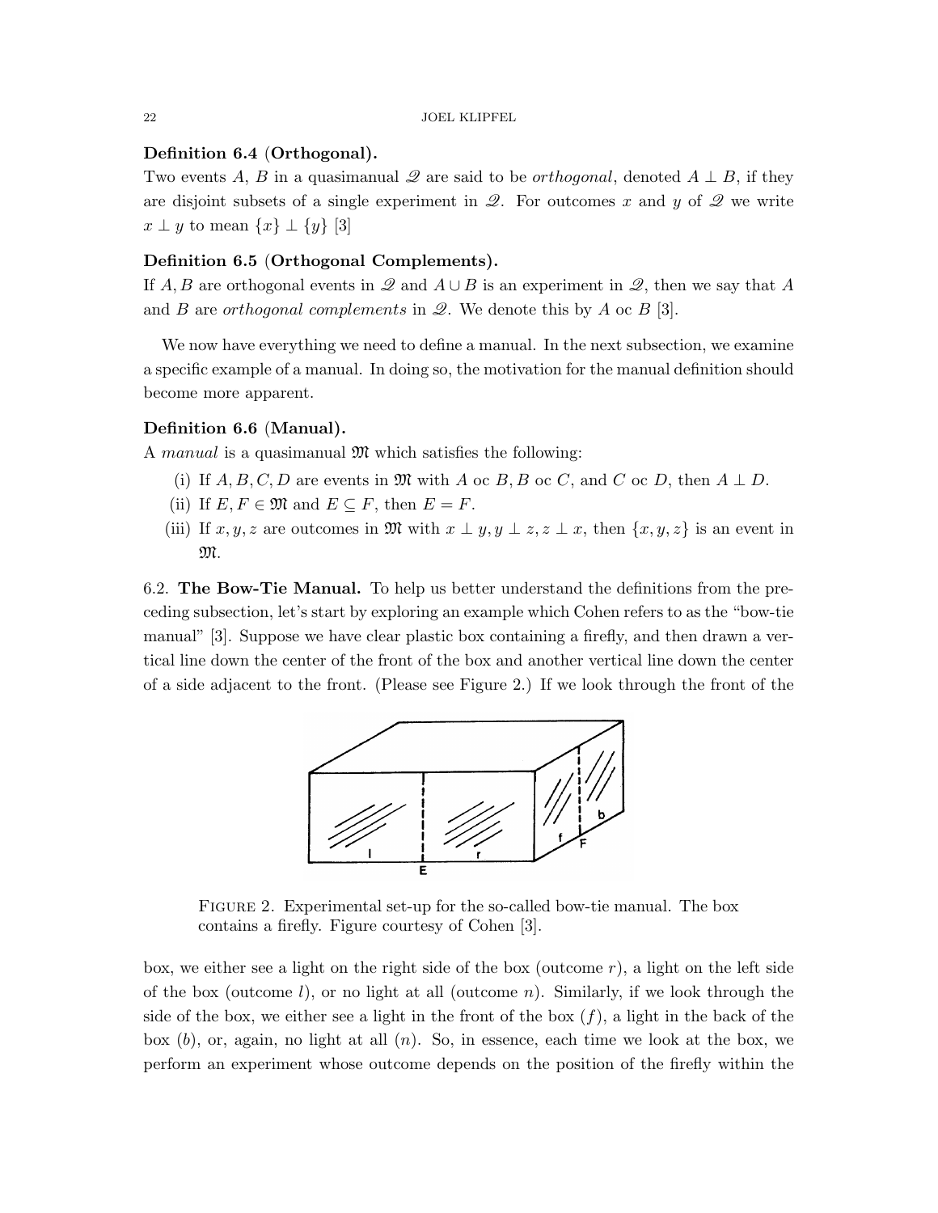**Definition 6.4 (Orthogonal).**
Two events $A$, $B$ in a quasimanual $\mathscr{Q}$ are said to be *orthogonal*, denoted $A \perp B$, if they are disjoint subsets of a single experiment in $\mathscr{Q}$. For outcomes $x$ and $y$ of $\mathscr{Q}$ we write $x \perp y$ to mean $\{x\} \perp \{y\}$ [3]

**Definition 6.5 (Orthogonal Complements).**
If $A, B$ are orthogonal events in $\mathscr{Q}$ and $A \cup B$ is an experiment in $\mathscr{Q}$, then we say that $A$ and $B$ are *orthogonal complements* in $\mathscr{Q}$. We denote this by $A$ oc $B$ [3].

We now have everything we need to define a manual. In the next subsection, we examine a specific example of a manual. In doing so, the motivation for the manual definition should become more apparent.

**Definition 6.6 (Manual).**
A *manual* is a quasimanual $\mathfrak{M}$ which satisfies the following:

(i) If $A, B, C, D$ are events in $\mathfrak{M}$ with $A$ oc $B, B$ oc $C$, and $C$ oc $D$, then $A \perp D$.
(ii) If $E, F \in \mathfrak{M}$ and $E \subseteq F$, then $E = F$.
(iii) If $x, y, z$ are outcomes in $\mathfrak{M}$ with $x \perp y, y \perp z, z \perp x$, then $\{x, y, z\}$ is an event in $\mathfrak{M}$.

6.2. **The Bow-Tie Manual.** To help us better understand the definitions from the preceding subsection, let's start by exploring an example which Cohen refers to as the "bow-tie manual" [3]. Suppose we have clear plastic box containing a firefly, and then drawn a vertical line down the center of the front of the box and another vertical line down the center of a side adjacent to the front. (Please see Figure 2.) If we look through the front of the

l
r
E
f
b
F

Figure 2. Experimental set-up for the so-called bow-tie manual. The box contains a firefly. Figure courtesy of Cohen [3].

box, we either see a light on the right side of the box (outcome $r$), a light on the left side of the box (outcome $l$), or no light at all (outcome $n$). Similarly, if we look through the side of the box, we either see a light in the front of the box ($f$), a light in the back of the box ($b$), or, again, no light at all ($n$). So, in essence, each time we look at the box, we perform an experiment whose outcome depends on the position of the firefly within the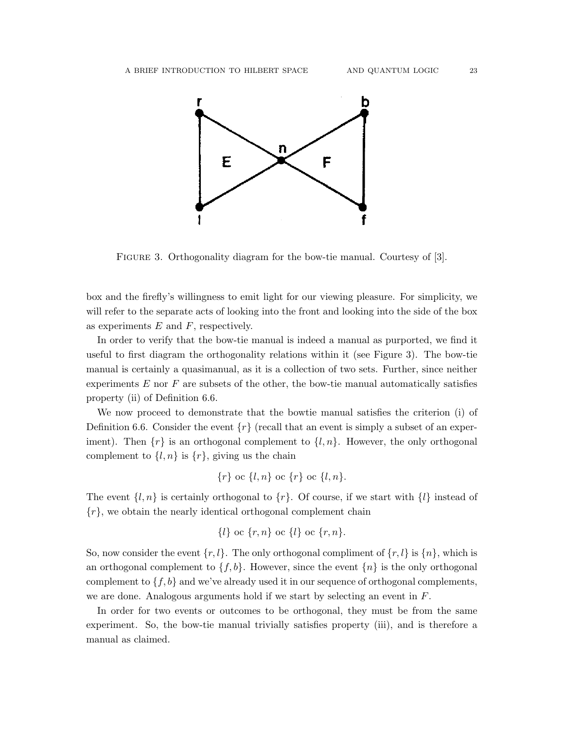r b n E F l f

Figure 3. Orthogonality diagram for the bow-tie manual. Courtesy of [3].

box and the firefly's willingness to emit light for our viewing pleasure. For simplicity, we will refer to the separate acts of looking into the front and looking into the side of the box as experiments $E$ and $F$, respectively.

In order to verify that the bow-tie manual is indeed a manual as purported, we find it useful to first diagram the orthogonality relations within it (see Figure 3). The bow-tie manual is certainly a quasimanual, as it is a collection of two sets. Further, since neither experiments $E$ nor $F$ are subsets of the other, the bow-tie manual automatically satisfies property (ii) of Definition 6.6.

We now proceed to demonstrate that the bowtie manual satisfies the criterion (i) of Definition 6.6. Consider the event $\{r\}$ (recall that an event is simply a subset of an experiment). Then $\{r\}$ is an orthogonal complement to $\{l, n\}$. However, the only orthogonal complement to $\{l, n\}$ is $\{r\}$, giving us the chain

$$\{r\} \text{ oc } \{l, n\} \text{ oc } \{r\} \text{ oc } \{l, n\}.$$

The event $\{l, n\}$ is certainly orthogonal to $\{r\}$. Of course, if we start with $\{l\}$ instead of $\{r\}$, we obtain the nearly identical orthogonal complement chain

$$\{l\} \text{ oc } \{r, n\} \text{ oc } \{l\} \text{ oc } \{r, n\}.$$

So, now consider the event $\{r, l\}$. The only orthogonal compliment of $\{r, l\}$ is $\{n\}$, which is an orthogonal complement to $\{f, b\}$. However, since the event $\{n\}$ is the only orthogonal complement to $\{f, b\}$ and we've already used it in our sequence of orthogonal complements, we are done. Analogous arguments hold if we start by selecting an event in $F$.

In order for two events or outcomes to be orthogonal, they must be from the same experiment. So, the bow-tie manual trivially satisfies property (iii), and is therefore a manual as claimed.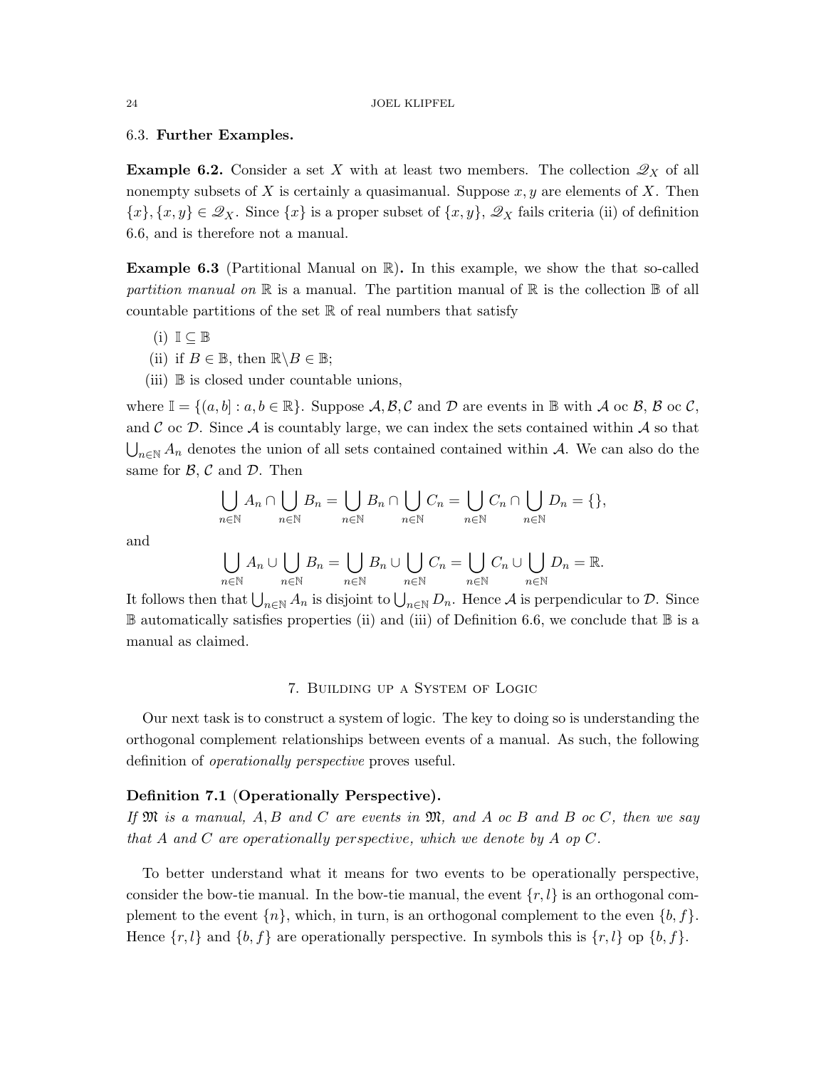### 6.3. Further Examples.

**Example 6.2.** Consider a set $X$ with at least two members. The collection $\mathscr{Q}_X$ of all nonempty subsets of $X$ is certainly a quasimanual. Suppose $x, y$ are elements of $X$. Then $\{x\}, \{x, y\} \in \mathscr{Q}_X$. Since $\{x\}$ is a proper subset of $\{x, y\}$, $\mathscr{Q}_X$ fails criteria (ii) of definition 6.6, and is therefore not a manual.

**Example 6.3** (Partitional Manual on $\mathbb{R}$)**.** In this example, we show the that so-called *partition manual on* $\mathbb{R}$ is a manual. The partition manual of $\mathbb{R}$ is the collection $\mathbb{B}$ of all countable partitions of the set $\mathbb{R}$ of real numbers that satisfy

(i) $\mathbb{I} \subseteq \mathbb{B}$
(ii) if $B \in \mathbb{B}$, then $\mathbb{R} \backslash B \in \mathbb{B}$;
(iii) $\mathbb{B}$ is closed under countable unions,

where $\mathbb{I} = \{(a, b] : a, b \in \mathbb{R}\}$. Suppose $\mathcal{A}, \mathcal{B}, \mathcal{C}$ and $\mathcal{D}$ are events in $\mathbb{B}$ with $\mathcal{A}$ oc $\mathcal{B}$, $\mathcal{B}$ oc $\mathcal{C}$, and $\mathcal{C}$ oc $\mathcal{D}$. Since $\mathcal{A}$ is countably large, we can index the sets contained within $\mathcal{A}$ so that $\bigcup_{n \in \mathbb{N}} A_n$ denotes the union of all sets contained contained within $\mathcal{A}$. We can also do the same for $\mathcal{B}$, $\mathcal{C}$ and $\mathcal{D}$. Then

$$\bigcup_{n \in \mathbb{N}} A_n \cap \bigcup_{n \in \mathbb{N}} B_n = \bigcup_{n \in \mathbb{N}} B_n \cap \bigcup_{n \in \mathbb{N}} C_n = \bigcup_{n \in \mathbb{N}} C_n \cap \bigcup_{n \in \mathbb{N}} D_n = \{\},$$

and

$$\bigcup_{n \in \mathbb{N}} A_n \cup \bigcup_{n \in \mathbb{N}} B_n = \bigcup_{n \in \mathbb{N}} B_n \cup \bigcup_{n \in \mathbb{N}} C_n = \bigcup_{n \in \mathbb{N}} C_n \cup \bigcup_{n \in \mathbb{N}} D_n = \mathbb{R}.$$

It follows then that $\bigcup_{n \in \mathbb{N}} A_n$ is disjoint to $\bigcup_{n \in \mathbb{N}} D_n$. Hence $\mathcal{A}$ is perpendicular to $\mathcal{D}$. Since $\mathbb{B}$ automatically satisfies properties (ii) and (iii) of Definition 6.6, we conclude that $\mathbb{B}$ is a manual as claimed.

## 7. Building up a System of Logic

Our next task is to construct a system of logic. The key to doing so is understanding the orthogonal complement relationships between events of a manual. As such, the following definition of *operationally perspective* proves useful.

**Definition 7.1** (**Operationally Perspective**)**.**
*If $\mathfrak{M}$ is a manual, $A, B$ and $C$ are events in $\mathfrak{M}$, and $A$ oc $B$ and $B$ oc $C$, then we say that $A$ and $C$ are operationally perspective, which we denote by $A$ op $C$.*

To better understand what it means for two events to be operationally perspective, consider the bow-tie manual. In the bow-tie manual, the event $\{r, l\}$ is an orthogonal complement to the event $\{n\}$, which, in turn, is an orthogonal complement to the even $\{b, f\}$. Hence $\{r, l\}$ and $\{b, f\}$ are operationally perspective. In symbols this is $\{r, l\}$ op $\{b, f\}$.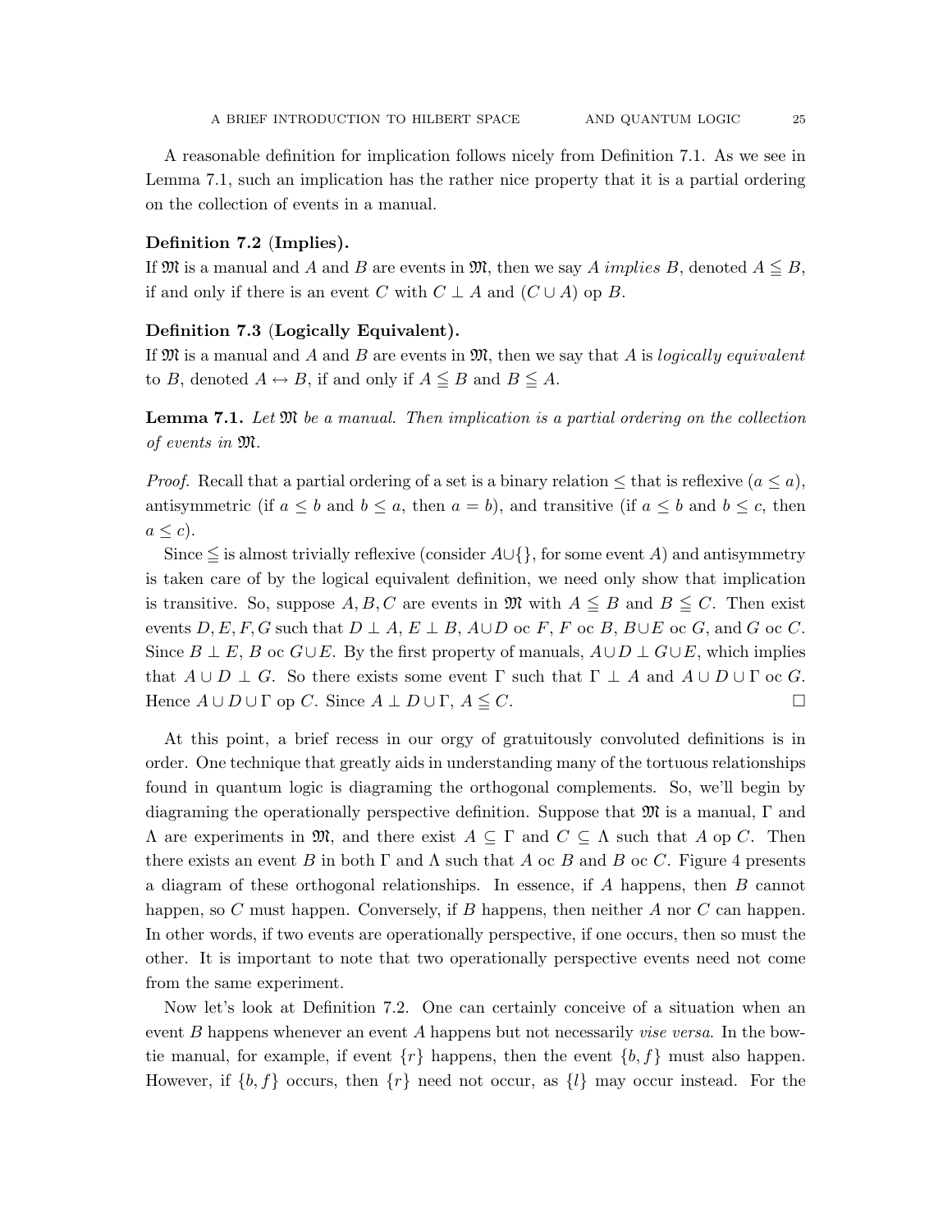A reasonable definition for implication follows nicely from Definition 7.1. As we see in Lemma 7.1, such an implication has the rather nice property that it is a partial ordering on the collection of events in a manual.

**Definition 7.2** (**Implies**).
If $\mathfrak{M}$ is a manual and $A$ and $B$ are events in $\mathfrak{M}$, then we say $A$ *implies* $B$, denoted $A \leqq B$, if and only if there is an event $C$ with $C \perp A$ and $(C \cup A)$ op $B$.

**Definition 7.3** (**Logically Equivalent**).
If $\mathfrak{M}$ is a manual and $A$ and $B$ are events in $\mathfrak{M}$, then we say that $A$ is *logically equivalent* to $B$, denoted $A \leftrightarrow B$, if and only if $A \leqq B$ and $B \leqq A$.

**Lemma 7.1.** *Let $\mathfrak{M}$ be a manual. Then implication is a partial ordering on the collection of events in $\mathfrak{M}$.*

*Proof.* Recall that a partial ordering of a set is a binary relation $\leq$ that is reflexive ($a \leq a$), antisymmetric (if $a \leq b$ and $b \leq a$, then $a = b$), and transitive (if $a \leq b$ and $b \leq c$, then $a \leq c$).

Since $\leqq$ is almost trivially reflexive (consider $A \cup \{\}$, for some event $A$) and antisymmetry is taken care of by the logical equivalent definition, we need only show that implication is transitive. So, suppose $A, B, C$ are events in $\mathfrak{M}$ with $A \leqq B$ and $B \leqq C$. Then exist events $D, E, F, G$ such that $D \perp A$, $E \perp B$, $A \cup D$ oc $F$, $F$ oc $B$, $B \cup E$ oc $G$, and $G$ oc $C$. Since $B \perp E$, $B$ oc $G \cup E$. By the first property of manuals, $A \cup D \perp G \cup E$, which implies that $A \cup D \perp G$. So there exists some event $\Gamma$ such that $\Gamma \perp A$ and $A \cup D \cup \Gamma$ oc $G$. Hence $A \cup D \cup \Gamma$ op $C$. Since $A \perp D \cup \Gamma$, $A \leqq C$. □

At this point, a brief recess in our orgy of gratuitously convoluted definitions is in order. One technique that greatly aids in understanding many of the tortuous relationships found in quantum logic is diagraming the orthogonal complements. So, we'll begin by diagraming the operationally perspective definition. Suppose that $\mathfrak{M}$ is a manual, $\Gamma$ and $\Lambda$ are experiments in $\mathfrak{M}$, and there exist $A \subseteq \Gamma$ and $C \subseteq \Lambda$ such that $A$ op $C$. Then there exists an event $B$ in both $\Gamma$ and $\Lambda$ such that $A$ oc $B$ and $B$ oc $C$. Figure 4 presents a diagram of these orthogonal relationships. In essence, if $A$ happens, then $B$ cannot happen, so $C$ must happen. Conversely, if $B$ happens, then neither $A$ nor $C$ can happen. In other words, if two events are operationally perspective, if one occurs, then so must the other. It is important to note that two operationally perspective events need not come from the same experiment.

Now let's look at Definition 7.2. One can certainly conceive of a situation when an event $B$ happens whenever an event $A$ happens but not necessarily *vise versa*. In the bow-tie manual, for example, if event $\{r\}$ happens, then the event $\{b, f\}$ must also happen. However, if $\{b, f\}$ occurs, then $\{r\}$ need not occur, as $\{l\}$ may occur instead. For the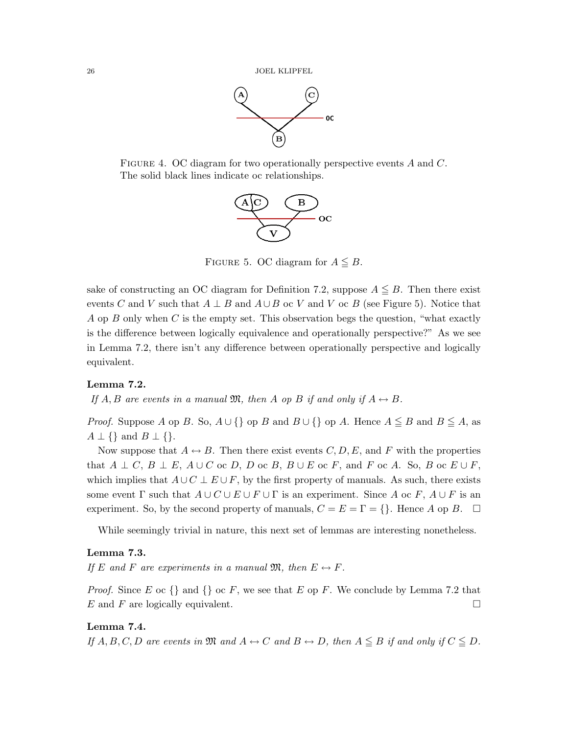A

C

OC

B

FIGURE 4. OC diagram for two operationally perspective events $A$ and $C$. The solid black lines indicate oc relationships.

A C

B

OC

V

FIGURE 5. OC diagram for $A \leqq B$.

sake of constructing an OC diagram for Definition 7.2, suppose $A \leqq B$. Then there exist events $C$ and $V$ such that $A \perp B$ and $A \cup B$ oc $V$ and $V$ oc $B$ (see Figure 5). Notice that $A$ op $B$ only when $C$ is the empty set. This observation begs the question, "what exactly is the difference between logically equivalence and operationally perspective?" As we see in Lemma 7.2, there isn't any difference between operationally perspective and logically equivalent.

**Lemma 7.2.**
*If $A, B$ are events in a manual $\mathfrak{M}$, then $A$ op $B$ if and only if $A \leftrightarrow B$.*

*Proof.* Suppose $A$ op $B$. So, $A \cup \{\}$ op $B$ and $B \cup \{\}$ op $A$. Hence $A \leqq B$ and $B \leqq A$, as $A \perp \{\}$ and $B \perp \{\}$.

Now suppose that $A \leftrightarrow B$. Then there exist events $C, D, E$, and $F$ with the properties that $A \perp C$, $B \perp E$, $A \cup C$ oc $D$, $D$ oc $B$, $B \cup E$ oc $F$, and $F$ oc $A$. So, $B$ oc $E \cup F$, which implies that $A \cup C \perp E \cup F$, by the first property of manuals. As such, there exists some event $\Gamma$ such that $A \cup C \cup E \cup F \cup \Gamma$ is an experiment. Since $A$ oc $F$, $A \cup F$ is an experiment. So, by the second property of manuals, $C = E = \Gamma = \{\}$. Hence $A$ op $B$. $\square$

While seemingly trivial in nature, this next set of lemmas are interesting nonetheless.

**Lemma 7.3.**
*If $E$ and $F$ are experiments in a manual $\mathfrak{M}$, then $E \leftrightarrow F$.*

*Proof.* Since $E$ oc $\{\}$ and $\{\}$ oc $F$, we see that $E$ op $F$. We conclude by Lemma 7.2 that $E$ and $F$ are logically equivalent. $\square$

**Lemma 7.4.**
*If $A, B, C, D$ are events in $\mathfrak{M}$ and $A \leftrightarrow C$ and $B \leftrightarrow D$, then $A \leqq B$ if and only if $C \leqq D$.*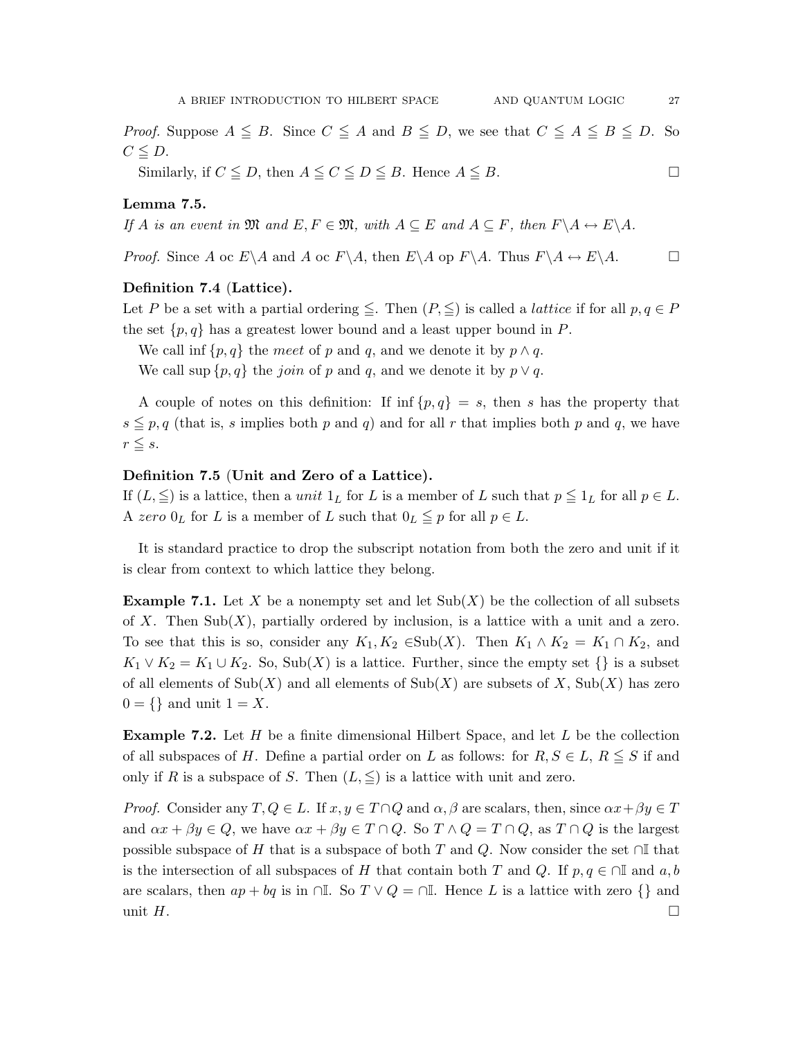*Proof.* Suppose $A \leqq B$. Since $C \leqq A$ and $B \leqq D$, we see that $C \leqq A \leqq B \leqq D$. So $C \leqq D$.

Similarly, if $C \leqq D$, then $A \leqq C \leqq D \leqq B$. Hence $A \leqq B$. $\square$

**Lemma 7.5.**
*If $A$ is an event in $\mathfrak{M}$ and $E, F \in \mathfrak{M}$, with $A \subseteq E$ and $A \subseteq F$, then $F \backslash A \leftrightarrow E \backslash A$.*

*Proof.* Since $A$ oc $E \backslash A$ and $A$ oc $F \backslash A$, then $E \backslash A$ op $F \backslash A$. Thus $F \backslash A \leftrightarrow E \backslash A$. $\square$

**Definition 7.4 (Lattice).**
Let $P$ be a set with a partial ordering $\leqq$. Then $(P, \leqq)$ is called a *lattice* if for all $p, q \in P$ the set $\{p, q\}$ has a greatest lower bound and a least upper bound in $P$.

We call $\inf\{p, q\}$ the *meet* of $p$ and $q$, and we denote it by $p \wedge q$.

We call $\sup\{p, q\}$ the *join* of $p$ and $q$, and we denote it by $p \vee q$.

A couple of notes on this definition: If $\inf\{p, q\} = s$, then $s$ has the property that $s \leqq p, q$ (that is, $s$ implies both $p$ and $q$) and for all $r$ that implies both $p$ and $q$, we have $r \leqq s$.

**Definition 7.5 (Unit and Zero of a Lattice).**
If $(L, \leqq)$ is a lattice, then a *unit* $1_L$ for $L$ is a member of $L$ such that $p \leqq 1_L$ for all $p \in L$. A *zero* $0_L$ for $L$ is a member of $L$ such that $0_L \leqq p$ for all $p \in L$.

It is standard practice to drop the subscript notation from both the zero and unit if it is clear from context to which lattice they belong.

**Example 7.1.** Let $X$ be a nonempty set and let $\text{Sub}(X)$ be the collection of all subsets of $X$. Then $\text{Sub}(X)$, partially ordered by inclusion, is a lattice with a unit and a zero. To see that this is so, consider any $K_1, K_2 \in \text{Sub}(X)$. Then $K_1 \wedge K_2 = K_1 \cap K_2$, and $K_1 \vee K_2 = K_1 \cup K_2$. So, $\text{Sub}(X)$ is a lattice. Further, since the empty set $\{\}$ is a subset of all elements of $\text{Sub}(X)$ and all elements of $\text{Sub}(X)$ are subsets of $X$, $\text{Sub}(X)$ has zero $0 = \{\}$ and unit $1 = X$.

**Example 7.2.** Let $H$ be a finite dimensional Hilbert Space, and let $L$ be the collection of all subspaces of $H$. Define a partial order on $L$ as follows: for $R, S \in L$, $R \leqq S$ if and only if $R$ is a subspace of $S$. Then $(L, \leqq)$ is a lattice with unit and zero.

*Proof.* Consider any $T, Q \in L$. If $x, y \in T \cap Q$ and $\alpha, \beta$ are scalars, then, since $\alpha x + \beta y \in T$ and $\alpha x + \beta y \in Q$, we have $\alpha x + \beta y \in T \cap Q$. So $T \wedge Q = T \cap Q$, as $T \cap Q$ is the largest possible subspace of $H$ that is a subspace of both $T$ and $Q$. Now consider the set $\cap \mathbb{I}$ that is the intersection of all subspaces of $H$ that contain both $T$ and $Q$. If $p, q \in \cap \mathbb{I}$ and $a, b$ are scalars, then $ap + bq$ is in $\cap \mathbb{I}$. So $T \vee Q = \cap \mathbb{I}$. Hence $L$ is a lattice with zero $\{\}$ and unit $H$. $\square$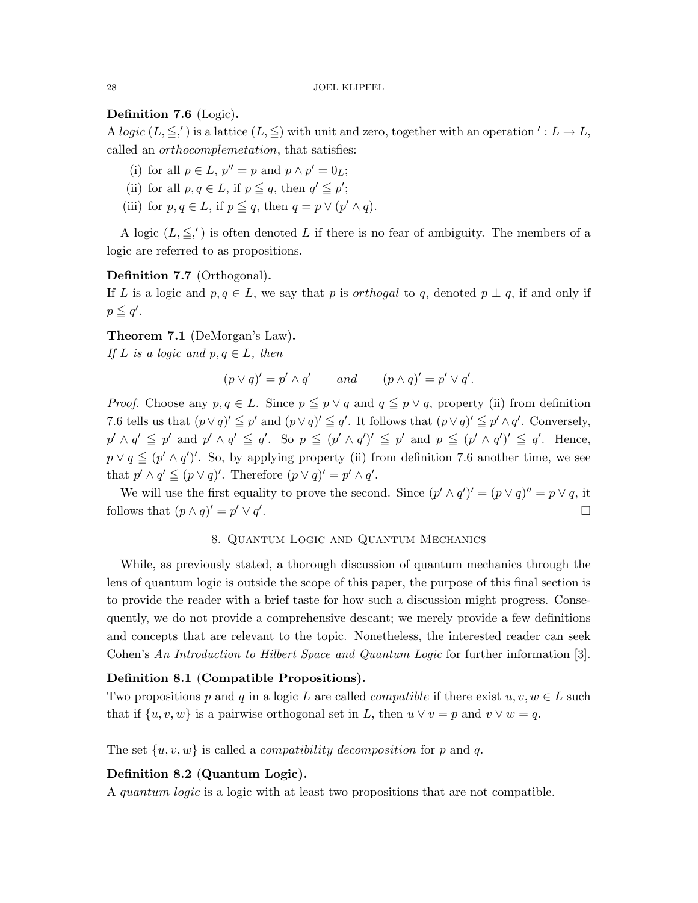**Definition 7.6** (Logic)**.**
A *logic* $(L, \leqq, ')$ is a lattice $(L, \leqq)$ with unit and zero, together with an operation $' : L \to L$, called an *orthocomplemetation*, that satisfies:

(i) for all $p \in L$, $p'' = p$ and $p \wedge p' = 0_L$;
(ii) for all $p, q \in L$, if $p \leqq q$, then $q' \leqq p'$;
(iii) for $p, q \in L$, if $p \leqq q$, then $q = p \vee (p' \wedge q)$.

A logic $(L, \leqq, ')$ is often denoted $L$ if there is no fear of ambiguity. The members of a logic are referred to as propositions.

**Definition 7.7** (Orthogonal)**.**
If $L$ is a logic and $p, q \in L$, we say that $p$ is *orthogal* to $q$, denoted $p \perp q$, if and only if $p \leqq q'$.

**Theorem 7.1** (DeMorgan's Law)**.**
*If $L$ is a logic and $p, q \in L$, then*

$$(p \vee q)' = p' \wedge q' \qquad \text{and} \qquad (p \wedge q)' = p' \vee q'.$$

*Proof.* Choose any $p, q \in L$. Since $p \leqq p \vee q$ and $q \leqq p \vee q$, property (ii) from definition 7.6 tells us that $(p \vee q)' \leqq p'$ and $(p \vee q)' \leqq q'$. It follows that $(p \vee q)' \leqq p' \wedge q'$. Conversely, $p' \wedge q' \leqq p'$ and $p' \wedge q' \leqq q'$. So $p \leqq (p' \wedge q')' \leqq p'$ and $p \leqq (p' \wedge q')' \leqq q'$. Hence, $p \vee q \leqq (p' \wedge q')'$. So, by applying property (ii) from definition 7.6 another time, we see that $p' \wedge q' \leqq (p \vee q)'$. Therefore $(p \vee q)' = p' \wedge q'$.

We will use the first equality to prove the second. Since $(p' \wedge q')' = (p \vee q)'' = p \vee q$, it follows that $(p \wedge q)' = p' \vee q'$. $\square$

## 8. Quantum Logic and Quantum Mechanics

While, as previously stated, a thorough discussion of quantum mechanics through the lens of quantum logic is outside the scope of this paper, the purpose of this final section is to provide the reader with a brief taste for how such a discussion might progress. Consequently, we do not provide a comprehensive descant; we merely provide a few definitions and concepts that are relevant to the topic. Nonetheless, the interested reader can seek Cohen's *An Introduction to Hilbert Space and Quantum Logic* for further information [3].

**Definition 8.1** (**Compatible Propositions**)**.**
Two propositions $p$ and $q$ in a logic $L$ are called *compatible* if there exist $u, v, w \in L$ such that if $\{u, v, w\}$ is a pairwise orthogonal set in $L$, then $u \vee v = p$ and $v \vee w = q$.

The set $\{u, v, w\}$ is called a *compatibility decomposition* for $p$ and $q$.

**Definition 8.2** (**Quantum Logic**)**.**
A *quantum logic* is a logic with at least two propositions that are not compatible.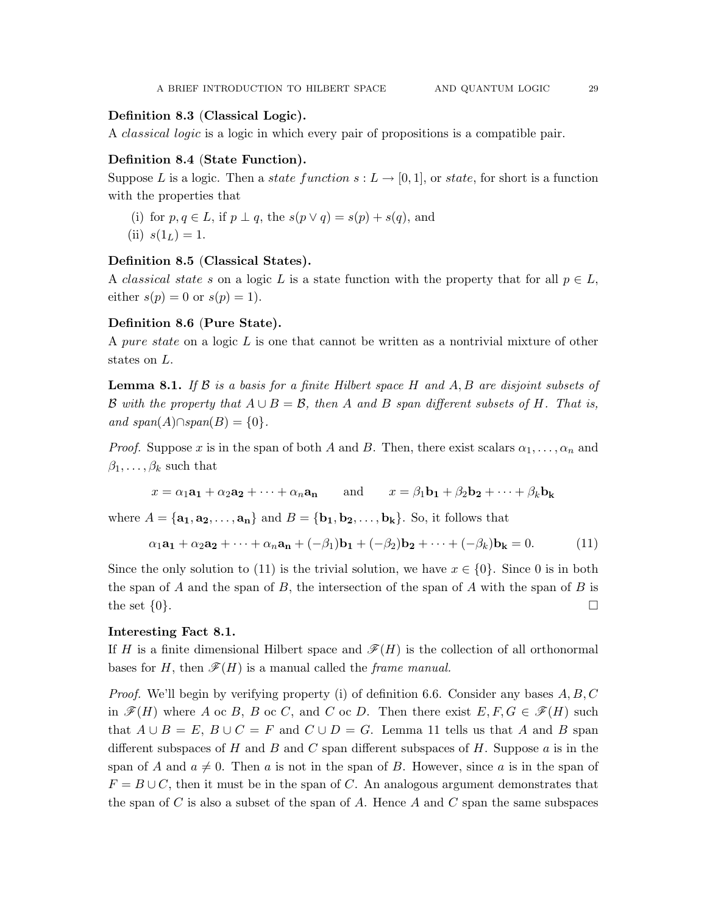**Definition 8.3 (Classical Logic).**
A *classical logic* is a logic in which every pair of propositions is a compatible pair.

**Definition 8.4 (State Function).**
Suppose $L$ is a logic. Then a *state function* $s : L \to [0, 1]$, or *state*, for short is a function with the properties that

(i) for $p, q \in L$, if $p \perp q$, the $s(p \vee q) = s(p) + s(q)$, and
(ii) $s(1_L) = 1$.

**Definition 8.5 (Classical States).**
A *classical state* $s$ on a logic $L$ is a state function with the property that for all $p \in L$, either $s(p) = 0$ or $s(p) = 1$).

**Definition 8.6 (Pure State).**
A *pure state* on a logic $L$ is one that cannot be written as a nontrivial mixture of other states on $L$.

**Lemma 8.1.** *If $\mathcal{B}$ is a basis for a finite Hilbert space $H$ and $A, B$ are disjoint subsets of $\mathcal{B}$ with the property that $A \cup B = \mathcal{B}$, then $A$ and $B$ span different subsets of $H$. That is, and span$(A) \cap$span$(B) = \{0\}$.*

*Proof.* Suppose $x$ is in the span of both $A$ and $B$. Then, there exist scalars $\alpha_1, \ldots, \alpha_n$ and $\beta_1, \ldots, \beta_k$ such that

$$x = \alpha_1 \mathbf{a_1} + \alpha_2 \mathbf{a_2} + \cdots + \alpha_n \mathbf{a_n} \qquad \text{and} \qquad x = \beta_1 \mathbf{b_1} + \beta_2 \mathbf{b_2} + \cdots + \beta_k \mathbf{b_k}$$

where $A = \{\mathbf{a_1}, \mathbf{a_2}, \ldots, \mathbf{a_n}\}$ and $B = \{\mathbf{b_1}, \mathbf{b_2}, \ldots, \mathbf{b_k}\}$. So, it follows that

$$\alpha_1 \mathbf{a_1} + \alpha_2 \mathbf{a_2} + \cdots + \alpha_n \mathbf{a_n} + (-\beta_1)\mathbf{b_1} + (-\beta_2)\mathbf{b_2} + \cdots + (-\beta_k)\mathbf{b_k} = 0. \tag{11}$$

Since the only solution to (11) is the trivial solution, we have $x \in \{0\}$. Since 0 is in both the span of $A$ and the span of $B$, the intersection of the span of $A$ with the span of $B$ is the set $\{0\}$. □

**Interesting Fact 8.1.**
If $H$ is a finite dimensional Hilbert space and $\mathscr{F}(H)$ is the collection of all orthonormal bases for $H$, then $\mathscr{F}(H)$ is a manual called the *frame manual*.

*Proof.* We'll begin by verifying property (i) of definition 6.6. Consider any bases $A, B, C$ in $\mathscr{F}(H)$ where $A$ oc $B$, $B$ oc $C$, and $C$ oc $D$. Then there exist $E, F, G \in \mathscr{F}(H)$ such that $A \cup B = E$, $B \cup C = F$ and $C \cup D = G$. Lemma 11 tells us that $A$ and $B$ span different subspaces of $H$ and $B$ and $C$ span different subspaces of $H$. Suppose $a$ is in the span of $A$ and $a \neq 0$. Then $a$ is not in the span of $B$. However, since $a$ is in the span of $F = B \cup C$, then it must be in the span of $C$. An analogous argument demonstrates that the span of $C$ is also a subset of the span of $A$. Hence $A$ and $C$ span the same subspaces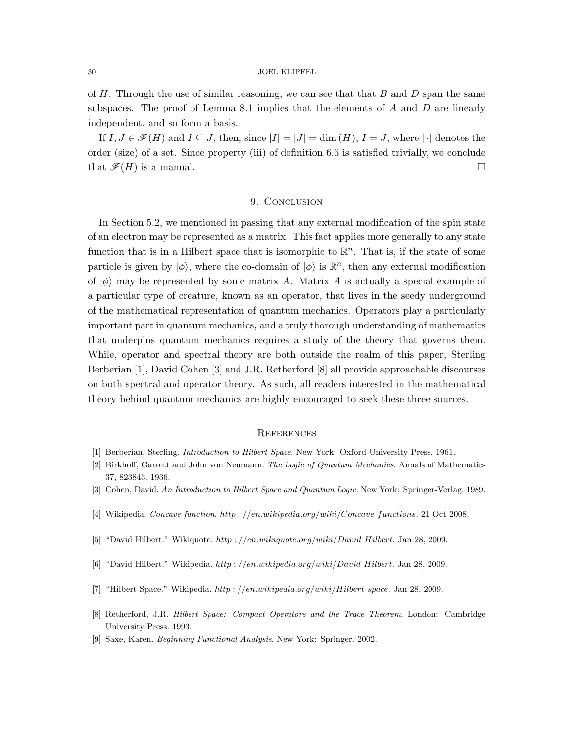of $H$. Through the use of similar reasoning, we can see that that $B$ and $D$ span the same subspaces. The proof of Lemma 8.1 implies that the elements of $A$ and $D$ are linearly independent, and so form a basis.

If $I, J \in \mathscr{F}(H)$ and $I \subseteq J$, then, since $|I| = |J| = \dim(H)$, $I = J$, where $|\cdot|$ denotes the order (size) of a set. Since property (iii) of definition 6.6 is satisfied trivially, we conclude that $\mathscr{F}(H)$ is a manual. □

## 9. Conclusion

In Section 5.2, we mentioned in passing that any external modification of the spin state of an electron may be represented as a matrix. This fact applies more generally to any state function that is in a Hilbert space that is isomorphic to $\mathbb{R}^n$. That is, if the state of some particle is given by $|\phi\rangle$, where the co-domain of $|\phi\rangle$ is $\mathbb{R}^n$, then any external modification of $|\phi\rangle$ may be represented by some matrix $A$. Matrix $A$ is actually a special example of a particular type of creature, known as an operator, that lives in the seedy underground of the mathematical representation of quantum mechanics. Operators play a particularly important part in quantum mechanics, and a truly thorough understanding of mathematics that underpins quantum mechanics requires a study of the theory that governs them. While, operator and spectral theory are both outside the realm of this paper, Sterling Berberian [1], David Cohen [3] and J.R. Retherford [8] all provide approachable discourses on both spectral and operator theory. As such, all readers interested in the mathematical theory behind quantum mechanics are highly encouraged to seek these three sources.

## References

[1] Berberian, Sterling. *Introduction to Hilbert Space*. New York: Oxford University Press. 1961.

[2] Birkhoff, Garrett and John von Neumann. *The Logic of Quantum Mechanics*. Annals of Mathematics 37, 823843. 1936.

[3] Cohen, David. *An Introduction to Hilbert Space and Quantum Logic*. New York: Springer-Verlag. 1989.

[4] Wikipedia. *Concave function*. *http://en.wikipedia.org/wiki/Concave_functions*. 21 Oct 2008.

[5] "David Hilbert." Wikiquote. *http://en.wikiquote.org/wiki/David_Hilbert*. Jan 28, 2009.

[6] "David Hilbert." Wikipedia. *http://en.wikipedia.org/wiki/David_Hilbert*. Jan 28, 2009.

[7] "Hilbert Space." Wikipedia. *http://en.wikipedia.org/wiki/Hilbert_space*. Jan 28, 2009.

[8] Retherford, J.R. *Hilbert Space: Compact Operators and the Trace Theorem*. London: Cambridge University Press. 1993.

[9] Saxe, Karen. *Beginning Functional Analysis*. New York: Springer. 2002.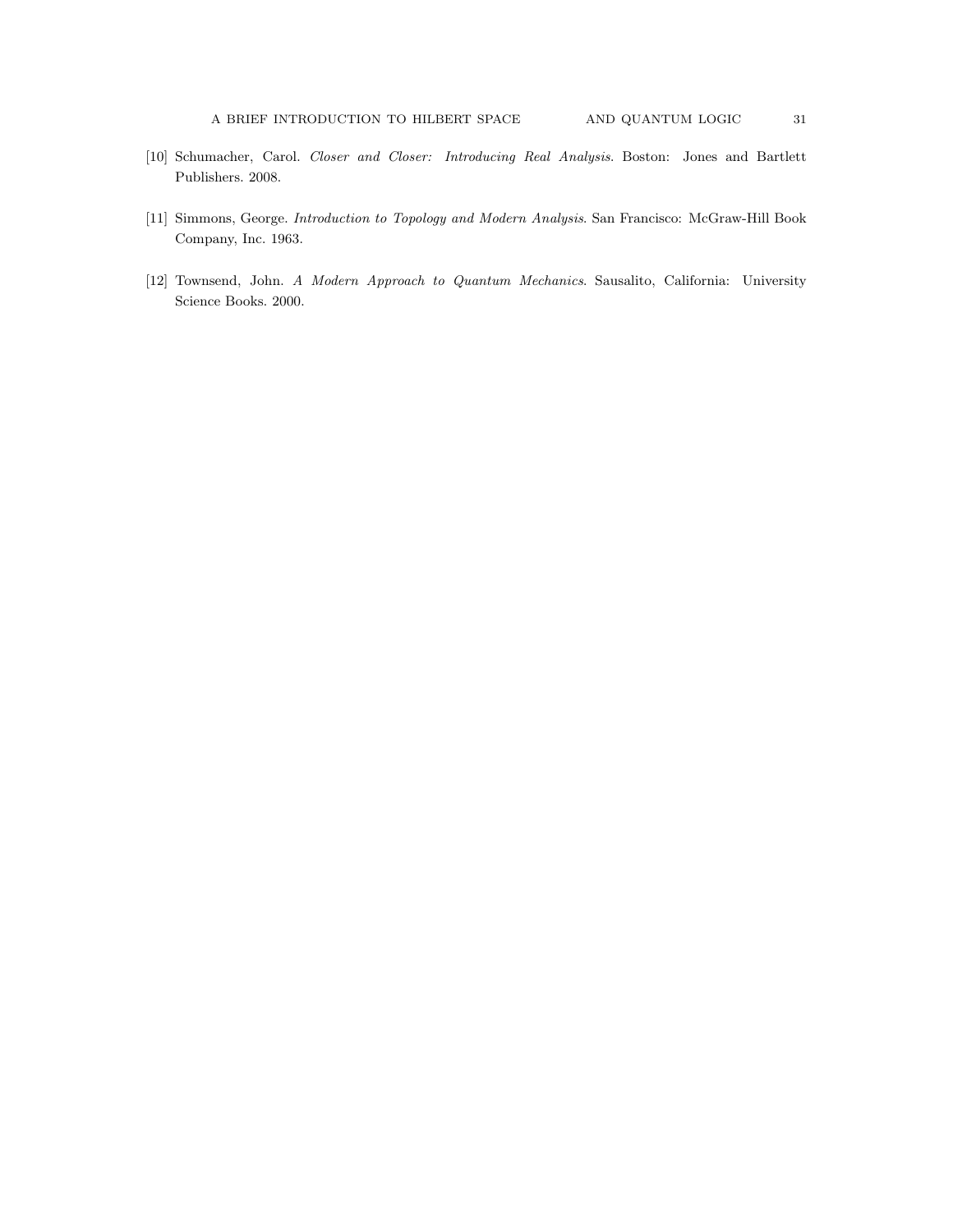[10] Schumacher, Carol. *Closer and Closer: Introducing Real Analysis*. Boston: Jones and Bartlett Publishers. 2008.

[11] Simmons, George. *Introduction to Topology and Modern Analysis*. San Francisco: McGraw-Hill Book Company, Inc. 1963.

[12] Townsend, John. *A Modern Approach to Quantum Mechanics*. Sausalito, California: University Science Books. 2000.